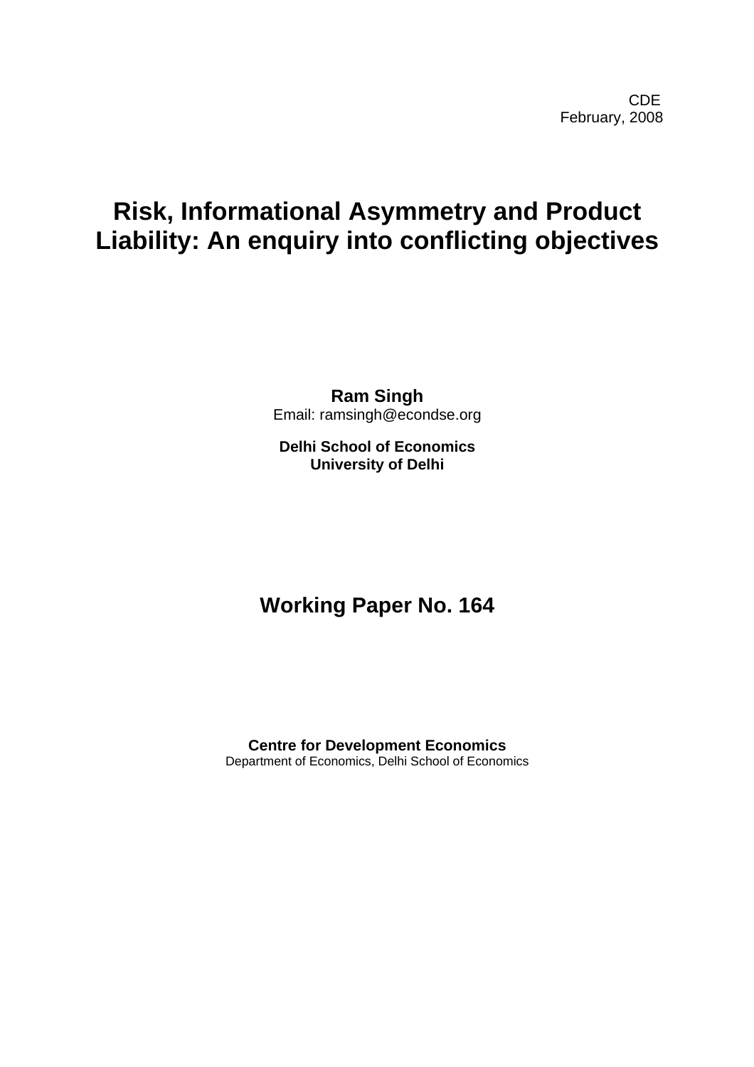CDE
February, 2008

# Risk, Informational Asymmetry and Product Liability: An enquiry into conflicting objectives

**Ram Singh**
Email: ramsingh@econdse.org

**Delhi School of Economics**
**University of Delhi**

## Working Paper No. 164

**Centre for Development Economics**
Department of Economics, Delhi School of Economics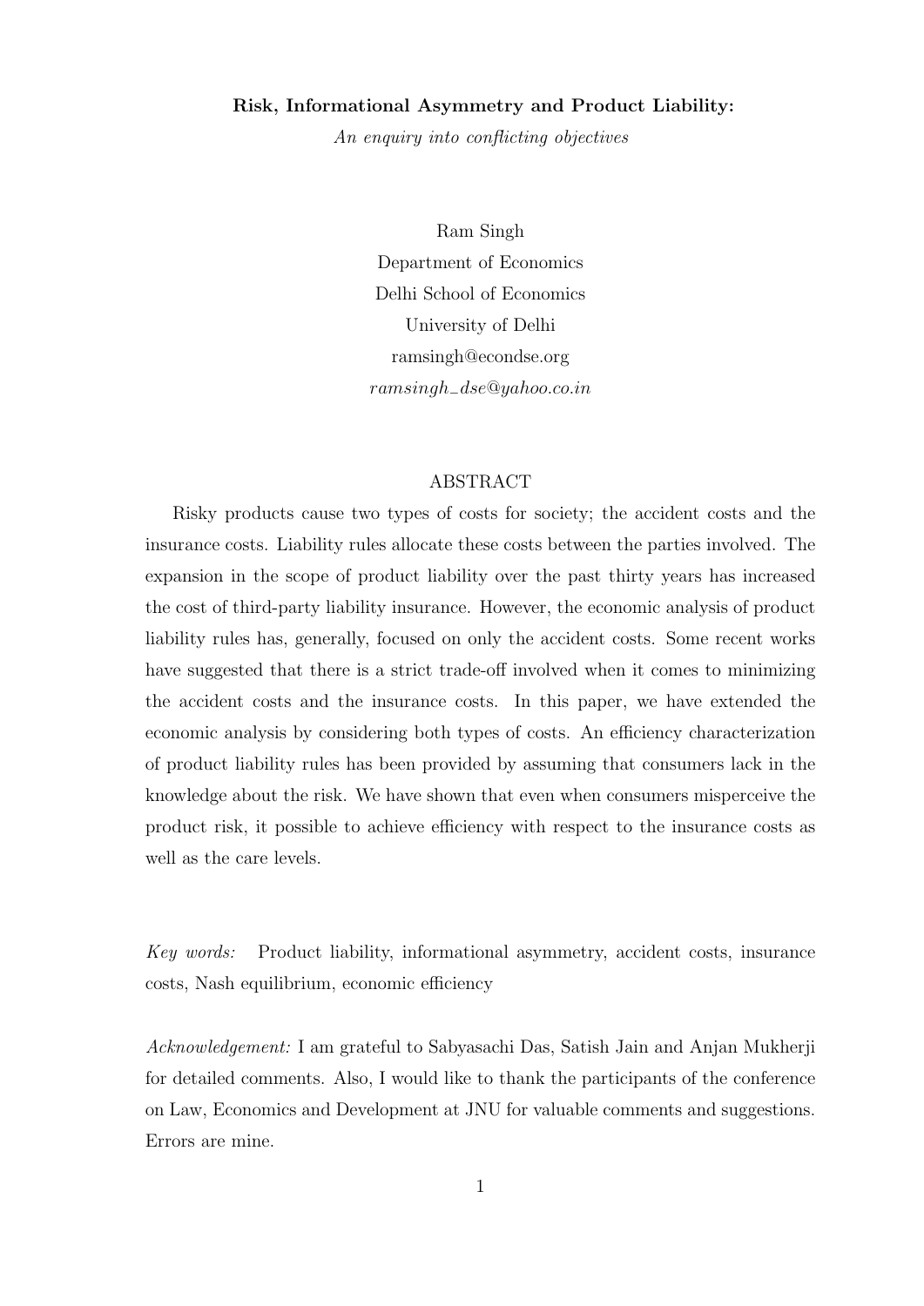**Risk, Informational Asymmetry and Product Liability:**

*An enquiry into conflicting objectives*

Ram Singh
Department of Economics
Delhi School of Economics
University of Delhi
ramsingh@econdse.org
*ramsingh_dse@yahoo.co.in*

## ABSTRACT

Risky products cause two types of costs for society; the accident costs and the insurance costs. Liability rules allocate these costs between the parties involved. The expansion in the scope of product liability over the past thirty years has increased the cost of third-party liability insurance. However, the economic analysis of product liability rules has, generally, focused on only the accident costs. Some recent works have suggested that there is a strict trade-off involved when it comes to minimizing the accident costs and the insurance costs. In this paper, we have extended the economic analysis by considering both types of costs. An efficiency characterization of product liability rules has been provided by assuming that consumers lack in the knowledge about the risk. We have shown that even when consumers misperceive the product risk, it possible to achieve efficiency with respect to the insurance costs as well as the care levels.

*Key words:* Product liability, informational asymmetry, accident costs, insurance costs, Nash equilibrium, economic efficiency

*Acknowledgement:* I am grateful to Sabyasachi Das, Satish Jain and Anjan Mukherji for detailed comments. Also, I would like to thank the participants of the conference on Law, Economics and Development at JNU for valuable comments and suggestions. Errors are mine.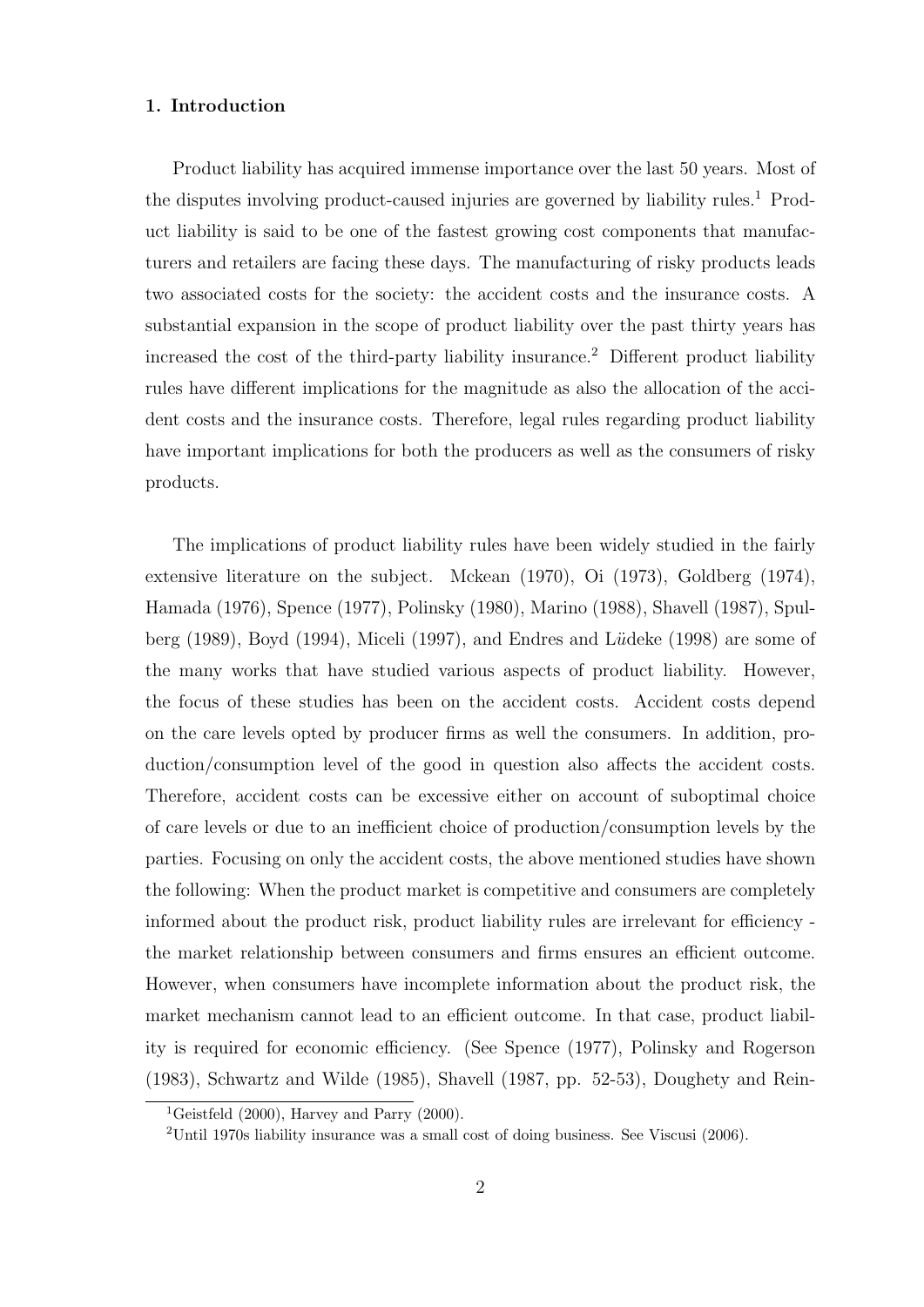## 1. Introduction

Product liability has acquired immense importance over the last 50 years. Most of the disputes involving product-caused injuries are governed by liability rules.[1] Product liability is said to be one of the fastest growing cost components that manufacturers and retailers are facing these days. The manufacturing of risky products leads two associated costs for the society: the accident costs and the insurance costs. A substantial expansion in the scope of product liability over the past thirty years has increased the cost of the third-party liability insurance.[2] Different product liability rules have different implications for the magnitude as also the allocation of the accident costs and the insurance costs. Therefore, legal rules regarding product liability have important implications for both the producers as well as the consumers of risky products.

The implications of product liability rules have been widely studied in the fairly extensive literature on the subject. Mckean (1970), Oi (1973), Goldberg (1974), Hamada (1976), Spence (1977), Polinsky (1980), Marino (1988), Shavell (1987), Spulberg (1989), Boyd (1994), Miceli (1997), and Endres and L*ü*deke (1998) are some of the many works that have studied various aspects of product liability. However, the focus of these studies has been on the accident costs. Accident costs depend on the care levels opted by producer firms as well the consumers. In addition, production/consumption level of the good in question also affects the accident costs. Therefore, accident costs can be excessive either on account of suboptimal choice of care levels or due to an inefficient choice of production/consumption levels by the parties. Focusing on only the accident costs, the above mentioned studies have shown the following: When the product market is competitive and consumers are completely informed about the product risk, product liability rules are irrelevant for efficiency - the market relationship between consumers and firms ensures an efficient outcome. However, when consumers have incomplete information about the product risk, the market mechanism cannot lead to an efficient outcome. In that case, product liability is required for economic efficiency. (See Spence (1977), Polinsky and Rogerson (1983), Schwartz and Wilde (1985), Shavell (1987, pp. 52-53), Doughety and Rein-

---

[1] Geistfeld (2000), Harvey and Parry (2000).

[2] Until 1970s liability insurance was a small cost of doing business. See Viscusi (2006).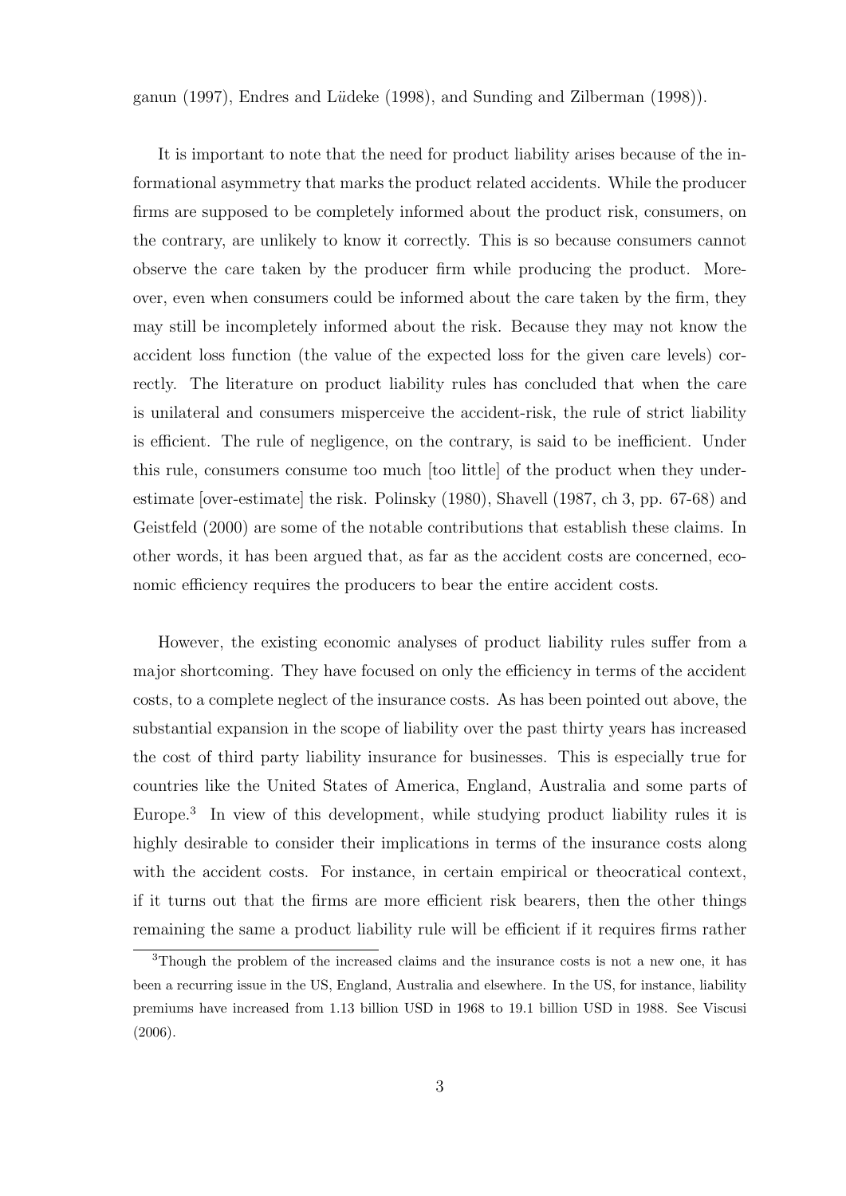ganun (1997), Endres and Lüdeke (1998), and Sunding and Zilberman (1998)).

It is important to note that the need for product liability arises because of the informational asymmetry that marks the product related accidents. While the producer firms are supposed to be completely informed about the product risk, consumers, on the contrary, are unlikely to know it correctly. This is so because consumers cannot observe the care taken by the producer firm while producing the product. Moreover, even when consumers could be informed about the care taken by the firm, they may still be incompletely informed about the risk. Because they may not know the accident loss function (the value of the expected loss for the given care levels) correctly. The literature on product liability rules has concluded that when the care is unilateral and consumers misperceive the accident-risk, the rule of strict liability is efficient. The rule of negligence, on the contrary, is said to be inefficient. Under this rule, consumers consume too much [too little] of the product when they underestimate [over-estimate] the risk. Polinsky (1980), Shavell (1987, ch 3, pp. 67-68) and Geistfeld (2000) are some of the notable contributions that establish these claims. In other words, it has been argued that, as far as the accident costs are concerned, economic efficiency requires the producers to bear the entire accident costs.

However, the existing economic analyses of product liability rules suffer from a major shortcoming. They have focused on only the efficiency in terms of the accident costs, to a complete neglect of the insurance costs. As has been pointed out above, the substantial expansion in the scope of liability over the past thirty years has increased the cost of third party liability insurance for businesses. This is especially true for countries like the United States of America, England, Australia and some parts of Europe.[3] In view of this development, while studying product liability rules it is highly desirable to consider their implications in terms of the insurance costs along with the accident costs. For instance, in certain empirical or theocratical context, if it turns out that the firms are more efficient risk bearers, then the other things remaining the same a product liability rule will be efficient if it requires firms rather

[3]Though the problem of the increased claims and the insurance costs is not a new one, it has been a recurring issue in the US, England, Australia and elsewhere. In the US, for instance, liability premiums have increased from 1.13 billion USD in 1968 to 19.1 billion USD in 1988. See Viscusi (2006).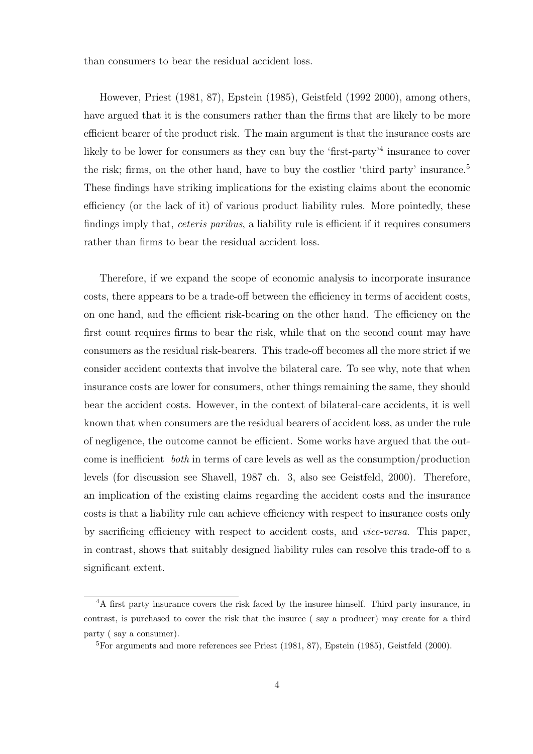than consumers to bear the residual accident loss.

However, Priest (1981, 87), Epstein (1985), Geistfeld (1992 2000), among others, have argued that it is the consumers rather than the firms that are likely to be more efficient bearer of the product risk. The main argument is that the insurance costs are likely to be lower for consumers as they can buy the 'first-party'[4] insurance to cover the risk; firms, on the other hand, have to buy the costlier 'third party' insurance.[5] These findings have striking implications for the existing claims about the economic efficiency (or the lack of it) of various product liability rules. More pointedly, these findings imply that, *ceteris paribus*, a liability rule is efficient if it requires consumers rather than firms to bear the residual accident loss.

Therefore, if we expand the scope of economic analysis to incorporate insurance costs, there appears to be a trade-off between the efficiency in terms of accident costs, on one hand, and the efficient risk-bearing on the other hand. The efficiency on the first count requires firms to bear the risk, while that on the second count may have consumers as the residual risk-bearers. This trade-off becomes all the more strict if we consider accident contexts that involve the bilateral care. To see why, note that when insurance costs are lower for consumers, other things remaining the same, they should bear the accident costs. However, in the context of bilateral-care accidents, it is well known that when consumers are the residual bearers of accident loss, as under the rule of negligence, the outcome cannot be efficient. Some works have argued that the outcome is inefficient *both* in terms of care levels as well as the consumption/production levels (for discussion see Shavell, 1987 ch. 3, also see Geistfeld, 2000). Therefore, an implication of the existing claims regarding the accident costs and the insurance costs is that a liability rule can achieve efficiency with respect to insurance costs only by sacrificing efficiency with respect to accident costs, and *vice-versa*. This paper, in contrast, shows that suitably designed liability rules can resolve this trade-off to a significant extent.

[4]A first party insurance covers the risk faced by the insuree himself. Third party insurance, in contrast, is purchased to cover the risk that the insuree ( say a producer) may create for a third party ( say a consumer).

[5]For arguments and more references see Priest (1981, 87), Epstein (1985), Geistfeld (2000).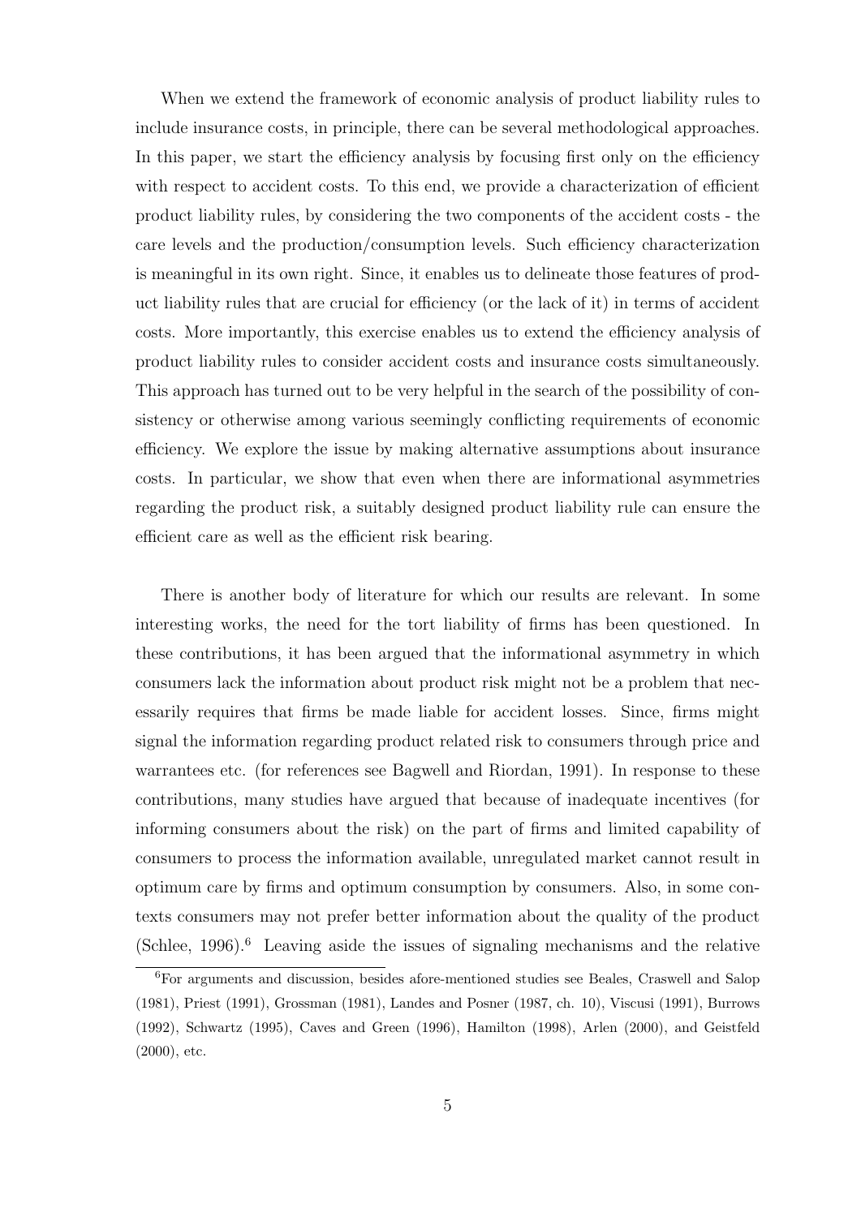When we extend the framework of economic analysis of product liability rules to include insurance costs, in principle, there can be several methodological approaches. In this paper, we start the efficiency analysis by focusing first only on the efficiency with respect to accident costs. To this end, we provide a characterization of efficient product liability rules, by considering the two components of the accident costs - the care levels and the production/consumption levels. Such efficiency characterization is meaningful in its own right. Since, it enables us to delineate those features of product liability rules that are crucial for efficiency (or the lack of it) in terms of accident costs. More importantly, this exercise enables us to extend the efficiency analysis of product liability rules to consider accident costs and insurance costs simultaneously. This approach has turned out to be very helpful in the search of the possibility of consistency or otherwise among various seemingly conflicting requirements of economic efficiency. We explore the issue by making alternative assumptions about insurance costs. In particular, we show that even when there are informational asymmetries regarding the product risk, a suitably designed product liability rule can ensure the efficient care as well as the efficient risk bearing.

There is another body of literature for which our results are relevant. In some interesting works, the need for the tort liability of firms has been questioned. In these contributions, it has been argued that the informational asymmetry in which consumers lack the information about product risk might not be a problem that necessarily requires that firms be made liable for accident losses. Since, firms might signal the information regarding product related risk to consumers through price and warrantees etc. (for references see Bagwell and Riordan, 1991). In response to these contributions, many studies have argued that because of inadequate incentives (for informing consumers about the risk) on the part of firms and limited capability of consumers to process the information available, unregulated market cannot result in optimum care by firms and optimum consumption by consumers. Also, in some contexts consumers may not prefer better information about the quality of the product (Schlee, 1996).[6] Leaving aside the issues of signaling mechanisms and the relative

[6]For arguments and discussion, besides afore-mentioned studies see Beales, Craswell and Salop (1981), Priest (1991), Grossman (1981), Landes and Posner (1987, ch. 10), Viscusi (1991), Burrows (1992), Schwartz (1995), Caves and Green (1996), Hamilton (1998), Arlen (2000), and Geistfeld (2000), etc.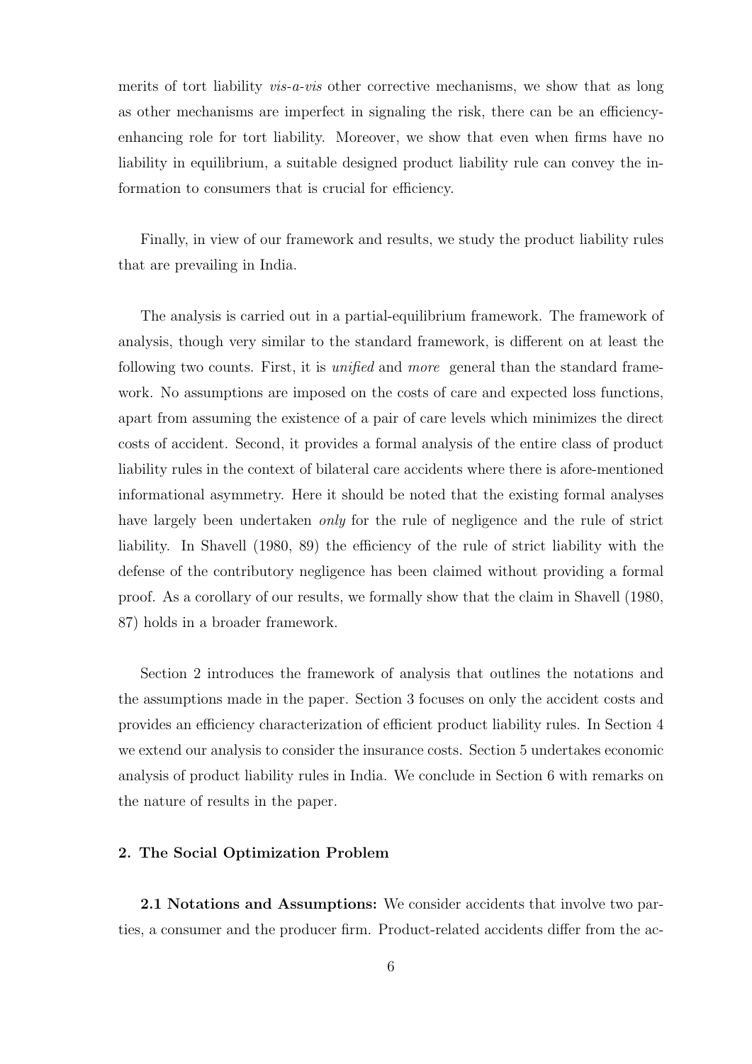merits of tort liability *vis-a-vis* other corrective mechanisms, we show that as long as other mechanisms are imperfect in signaling the risk, there can be an efficiency-enhancing role for tort liability. Moreover, we show that even when firms have no liability in equilibrium, a suitable designed product liability rule can convey the information to consumers that is crucial for efficiency.

Finally, in view of our framework and results, we study the product liability rules that are prevailing in India.

The analysis is carried out in a partial-equilibrium framework. The framework of analysis, though very similar to the standard framework, is different on at least the following two counts. First, it is *unified* and *more* general than the standard framework. No assumptions are imposed on the costs of care and expected loss functions, apart from assuming the existence of a pair of care levels which minimizes the direct costs of accident. Second, it provides a formal analysis of the entire class of product liability rules in the context of bilateral care accidents where there is afore-mentioned informational asymmetry. Here it should be noted that the existing formal analyses have largely been undertaken *only* for the rule of negligence and the rule of strict liability. In Shavell (1980, 89) the efficiency of the rule of strict liability with the defense of the contributory negligence has been claimed without providing a formal proof. As a corollary of our results, we formally show that the claim in Shavell (1980, 87) holds in a broader framework.

Section 2 introduces the framework of analysis that outlines the notations and the assumptions made in the paper. Section 3 focuses on only the accident costs and provides an efficiency characterization of efficient product liability rules. In Section 4 we extend our analysis to consider the insurance costs. Section 5 undertakes economic analysis of product liability rules in India. We conclude in Section 6 with remarks on the nature of results in the paper.

## 2. The Social Optimization Problem

**2.1 Notations and Assumptions:** We consider accidents that involve two parties, a consumer and the producer firm. Product-related accidents differ from the ac-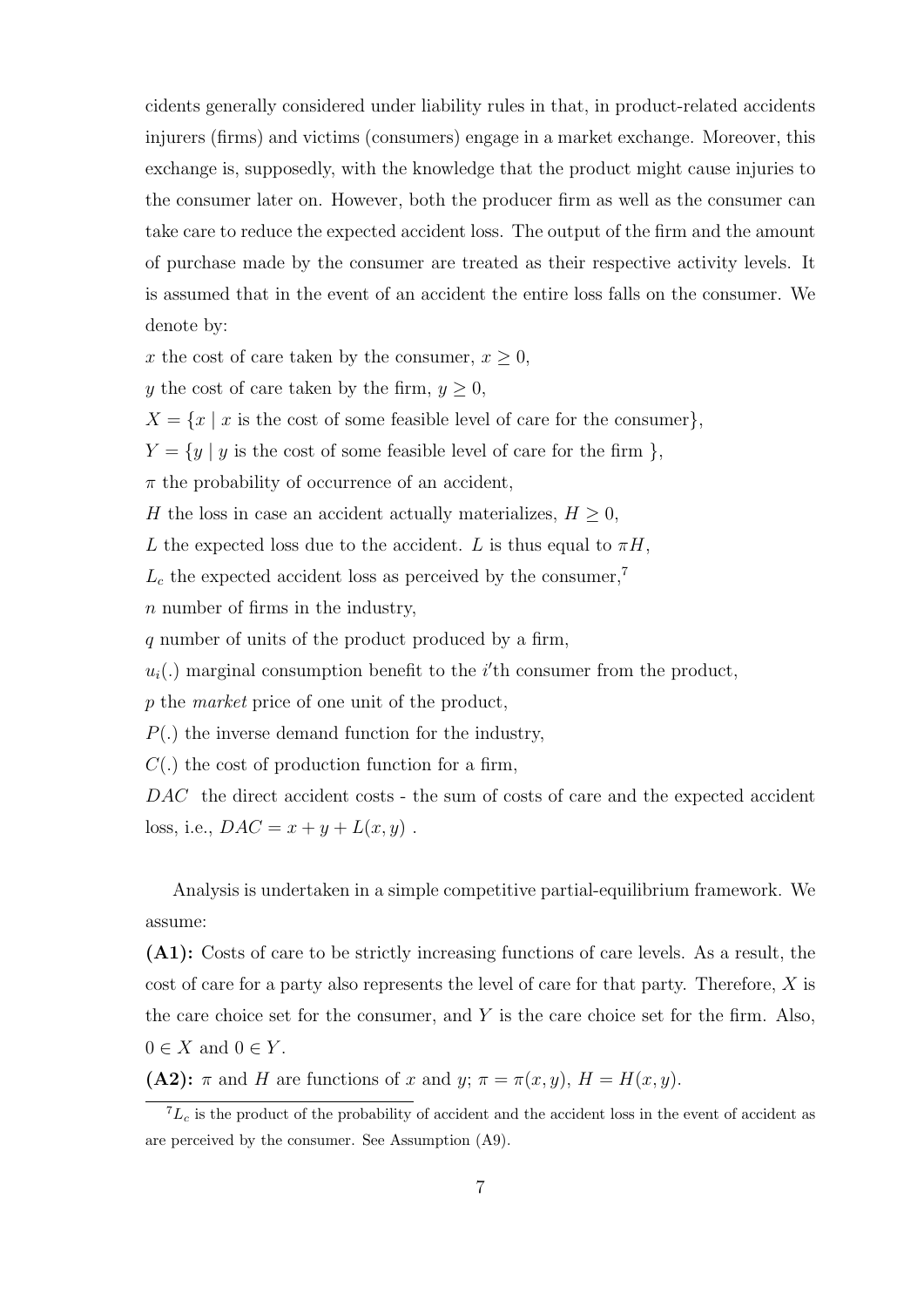cidents generally considered under liability rules in that, in product-related accidents injurers (firms) and victims (consumers) engage in a market exchange. Moreover, this exchange is, supposedly, with the knowledge that the product might cause injuries to the consumer later on. However, both the producer firm as well as the consumer can take care to reduce the expected accident loss. The output of the firm and the amount of purchase made by the consumer are treated as their respective activity levels. It is assumed that in the event of an accident the entire loss falls on the consumer. We denote by:

$x$ the cost of care taken by the consumer, $x \geq 0$,

$y$ the cost of care taken by the firm, $y \geq 0$,

$X = \{x \mid x \text{ is the cost of some feasible level of care for the consumer}\}$,

$Y = \{y \mid y \text{ is the cost of some feasible level of care for the firm }\}$,

$\pi$ the probability of occurrence of an accident,

$H$ the loss in case an accident actually materializes, $H \geq 0$,

$L$ the expected loss due to the accident. $L$ is thus equal to $\pi H$,

$L_c$ the expected accident loss as perceived by the consumer,[7]

$n$ number of firms in the industry,

$q$ number of units of the product produced by a firm,

$u_i(.)$ marginal consumption benefit to the $i$'th consumer from the product,

$p$ the *market* price of one unit of the product,

$P(.)$ the inverse demand function for the industry,

$C(.)$ the cost of production function for a firm,

$DAC$ the direct accident costs - the sum of costs of care and the expected accident loss, i.e., $DAC = x + y + L(x, y)$ .

Analysis is undertaken in a simple competitive partial-equilibrium framework. We assume:

**(A1):** Costs of care to be strictly increasing functions of care levels. As a result, the cost of care for a party also represents the level of care for that party. Therefore, $X$ is the care choice set for the consumer, and $Y$ is the care choice set for the firm. Also, $0 \in X$ and $0 \in Y$.

**(A2):** $\pi$ and $H$ are functions of $x$ and $y$; $\pi = \pi(x, y)$, $H = H(x, y)$.

[7] $L_c$ is the product of the probability of accident and the accident loss in the event of accident as are perceived by the consumer. See Assumption (A9).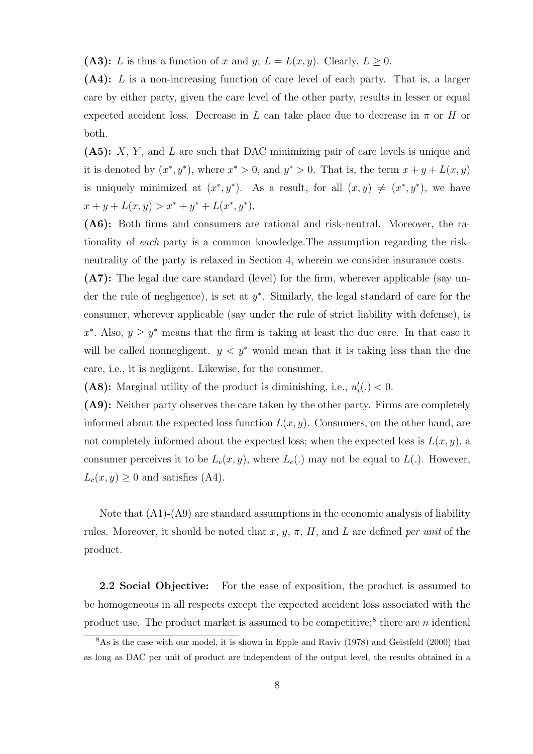**(A3):** $L$ is thus a function of $x$ and $y$; $L = L(x, y)$. Clearly, $L \geq 0$.

**(A4):** $L$ is a non-increasing function of care level of each party. That is, a larger care by either party, given the care level of the other party, results in lesser or equal expected accident loss. Decrease in $L$ can take place due to decrease in $\pi$ or $H$ or both.

**(A5):** $X$, $Y$, and $L$ are such that DAC minimizing pair of care levels is unique and it is denoted by $(x^*, y^*)$, where $x^* > 0$, and $y^* > 0$. That is, the term $x + y + L(x, y)$ is uniquely minimized at $(x^*, y^*)$. As a result, for all $(x, y) \neq (x^*, y^*)$, we have $x + y + L(x, y) > x^* + y^* + L(x^*, y^*)$.

**(A6):** Both firms and consumers are rational and risk-neutral. Moreover, the rationality of *each* party is a common knowledge.The assumption regarding the risk-neutrality of the party is relaxed in Section 4, wherein we consider insurance costs.

**(A7):** The legal due care standard (level) for the firm, wherever applicable (say under the rule of negligence), is set at $y^*$. Similarly, the legal standard of care for the consumer, wherever applicable (say under the rule of strict liability with defense), is $x^*$. Also, $y \geq y^*$ means that the firm is taking at least the due care. In that case it will be called nonnegligent. $y < y^*$ would mean that it is taking less than the due care, i.e., it is negligent. Likewise, for the consumer.

**(A8):** Marginal utility of the product is diminishing, i.e., $u_i'(.) < 0$.

**(A9):** Neither party observes the care taken by the other party. Firms are completely informed about the expected loss function $L(x, y)$. Consumers, on the other hand, are not completely informed about the expected loss; when the expected loss is $L(x, y)$, a consumer perceives it to be $L_c(x, y)$, where $L_c(.)$ may not be equal to $L(.)$. However, $L_c(x, y) \geq 0$ and satisfies (A4).

Note that (A1)-(A9) are standard assumptions in the economic analysis of liability rules. Moreover, it should be noted that $x$, $y$, $\pi$, $H$, and $L$ are defined *per unit* of the product.

**2.2 Social Objective:** For the ease of exposition, the product is assumed to be homogeneous in all respects except the expected accident loss associated with the product use. The product market is assumed to be competitive;[8] there are $n$ identical

[8] As is the case with our model, it is shown in Epple and Raviv (1978) and Geistfeld (2000) that as long as DAC per unit of product are independent of the output level, the results obtained in a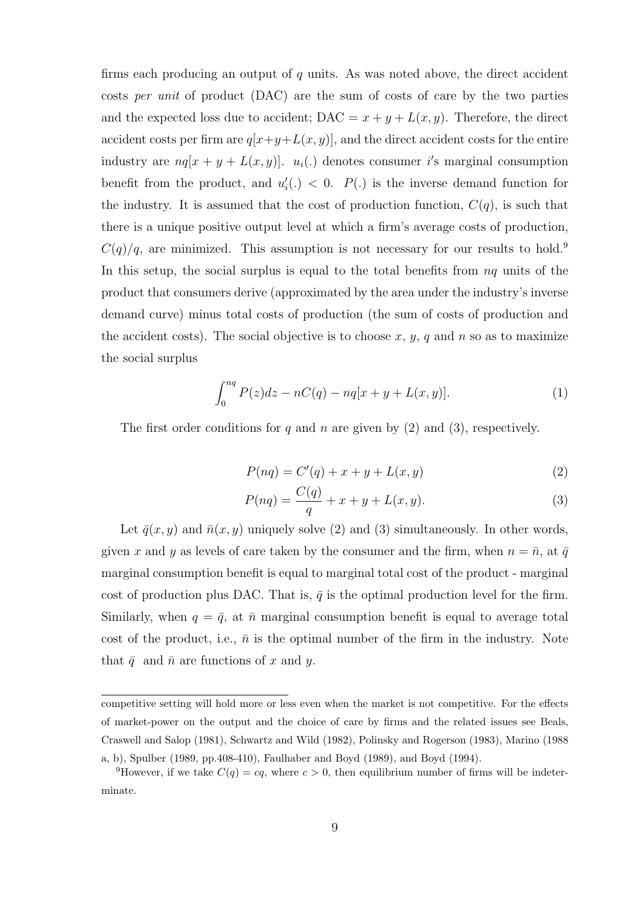firms each producing an output of $q$ units. As was noted above, the direct accident costs *per unit* of product (DAC) are the sum of costs of care by the two parties and the expected loss due to accident; $\text{DAC} = x + y + L(x, y)$. Therefore, the direct accident costs per firm are $q[x+y+L(x, y)]$, and the direct accident costs for the entire industry are $nq[x + y + L(x, y)]$. $u_i(.)$ denotes consumer $i$'s marginal consumption benefit from the product, and $u_i'(.) < 0$. $P(.)$ is the inverse demand function for the industry. It is assumed that the cost of production function, $C(q)$, is such that there is a unique positive output level at which a firm's average costs of production, $C(q)/q$, are minimized. This assumption is not necessary for our results to hold.[9] In this setup, the social surplus is equal to the total benefits from $nq$ units of the product that consumers derive (approximated by the area under the industry's inverse demand curve) minus total costs of production (the sum of costs of production and the accident costs). The social objective is to choose $x$, $y$, $q$ and $n$ so as to maximize the social surplus

$$\int_0^{nq} P(z)dz - nC(q) - nq[x + y + L(x, y)]. \tag{1}$$

The first order conditions for $q$ and $n$ are given by (2) and (3), respectively.

$$P(nq) = C'(q) + x + y + L(x, y) \tag{2}$$

$$P(nq) = \frac{C(q)}{q} + x + y + L(x, y). \tag{3}$$

Let $\bar{q}(x, y)$ and $\bar{n}(x, y)$ uniquely solve (2) and (3) simultaneously. In other words, given $x$ and $y$ as levels of care taken by the consumer and the firm, when $n = \bar{n}$, at $\bar{q}$ marginal consumption benefit is equal to marginal total cost of the product - marginal cost of production plus DAC. That is, $\bar{q}$ is the optimal production level for the firm. Similarly, when $q = \bar{q}$, at $\bar{n}$ marginal consumption benefit is equal to average total cost of the product, i.e., $\bar{n}$ is the optimal number of the firm in the industry. Note that $\bar{q}$ and $\bar{n}$ are functions of $x$ and $y$.

---

competitive setting will hold more or less even when the market is not competitive. For the effects of market-power on the output and the choice of care by firms and the related issues see Beals, Craswell and Salop (1981), Schwartz and Wild (1982), Polinsky and Rogerson (1983), Marino (1988 a, b), Spulber (1989, pp.408-410), Faulhaber and Boyd (1989), and Boyd (1994).

[9]However, if we take $C(q) = cq$, where $c > 0$, then equilibrium number of firms will be indeterminate.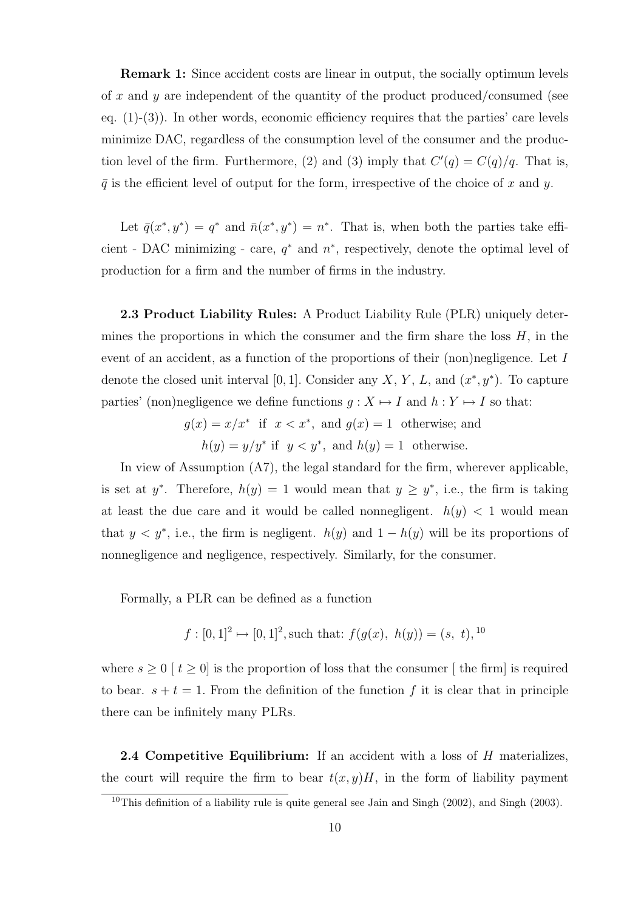**Remark 1:** Since accident costs are linear in output, the socially optimum levels of $x$ and $y$ are independent of the quantity of the product produced/consumed (see eq. (1)-(3)). In other words, economic efficiency requires that the parties' care levels minimize DAC, regardless of the consumption level of the consumer and the production level of the firm. Furthermore, (2) and (3) imply that $C'(q) = C(q)/q$. That is, $\bar{q}$ is the efficient level of output for the form, irrespective of the choice of $x$ and $y$.

Let $\bar{q}(x^*, y^*) = q^*$ and $\bar{n}(x^*, y^*) = n^*$. That is, when both the parties take efficient - DAC minimizing - care, $q^*$ and $n^*$, respectively, denote the optimal level of production for a firm and the number of firms in the industry.

**2.3 Product Liability Rules:** A Product Liability Rule (PLR) uniquely determines the proportions in which the consumer and the firm share the loss $H$, in the event of an accident, as a function of the proportions of their (non)negligence. Let $I$ denote the closed unit interval $[0, 1]$. Consider any $X$, $Y$, $L$, and $(x^*, y^*)$. To capture parties' (non)negligence we define functions $g : X \mapsto I$ and $h : Y \mapsto I$ so that:

$$g(x) = x/x^* \text{ if } x < x^*, \text{ and } g(x) = 1 \text{ otherwise; and}$$

$$h(y) = y/y^* \text{ if } y < y^*, \text{ and } h(y) = 1 \text{ otherwise.}$$

In view of Assumption (A7), the legal standard for the firm, wherever applicable, is set at $y^*$. Therefore, $h(y) = 1$ would mean that $y \geq y^*$, i.e., the firm is taking at least the due care and it would be called nonnegligent. $h(y) < 1$ would mean that $y < y^*$, i.e., the firm is negligent. $h(y)$ and $1 - h(y)$ will be its proportions of nonnegligence and negligence, respectively. Similarly, for the consumer.

Formally, a PLR can be defined as a function

$$f : [0, 1]^2 \mapsto [0, 1]^2, \text{such that: } f(g(x),\ h(y)) = (s,\ t),$$ [10]

where $s \geq 0$ [ $t \geq 0$] is the proportion of loss that the consumer [ the firm] is required to bear. $s + t = 1$. From the definition of the function $f$ it is clear that in principle there can be infinitely many PLRs.

**2.4 Competitive Equilibrium:** If an accident with a loss of $H$ materializes, the court will require the firm to bear $t(x, y)H$, in the form of liability payment

[10] This definition of a liability rule is quite general see Jain and Singh (2002), and Singh (2003).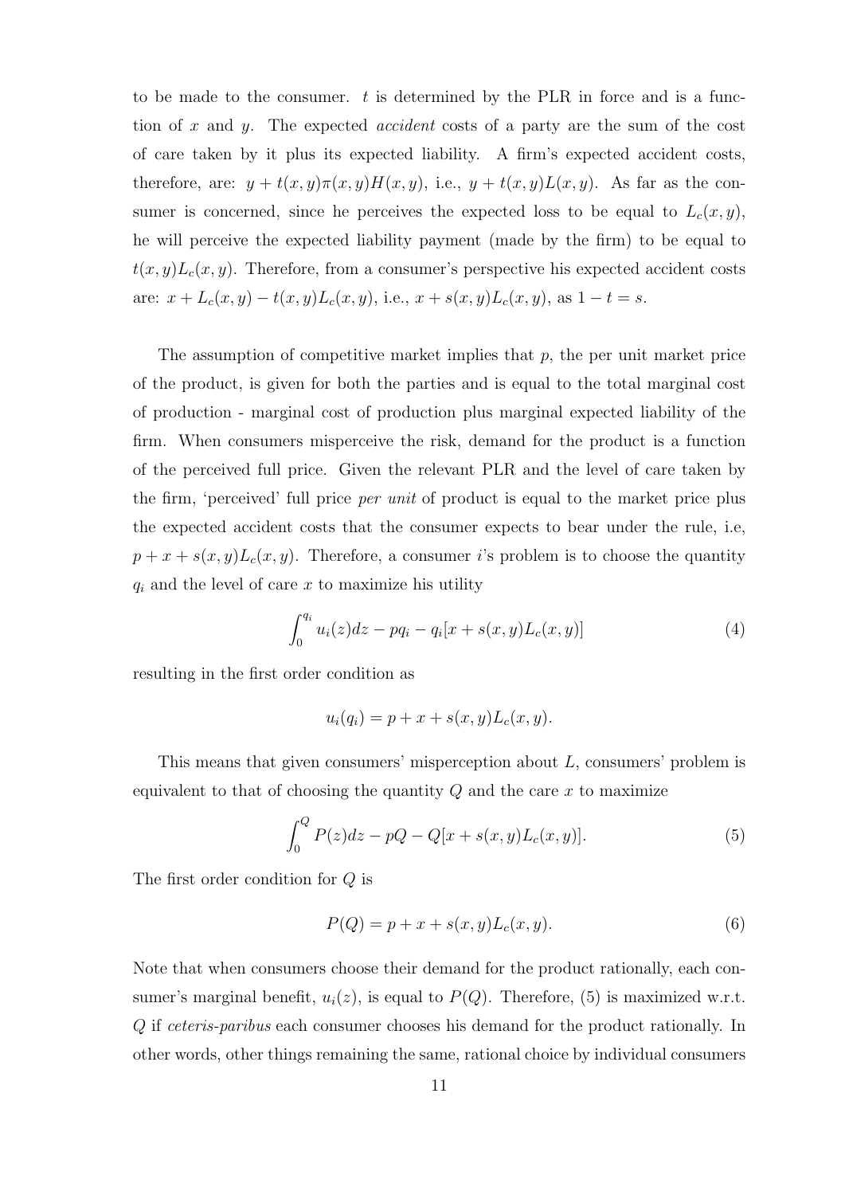to be made to the consumer. $t$ is determined by the PLR in force and is a function of $x$ and $y$. The expected *accident* costs of a party are the sum of the cost of care taken by it plus its expected liability. A firm's expected accident costs, therefore, are: $y + t(x,y)\pi(x,y)H(x,y)$, i.e., $y + t(x,y)L(x,y)$. As far as the consumer is concerned, since he perceives the expected loss to be equal to $L_c(x,y)$, he will perceive the expected liability payment (made by the firm) to be equal to $t(x,y)L_c(x,y)$. Therefore, from a consumer's perspective his expected accident costs are: $x + L_c(x,y) - t(x,y)L_c(x,y)$, i.e., $x + s(x,y)L_c(x,y)$, as $1 - t = s$.

The assumption of competitive market implies that $p$, the per unit market price of the product, is given for both the parties and is equal to the total marginal cost of production - marginal cost of production plus marginal expected liability of the firm. When consumers misperceive the risk, demand for the product is a function of the perceived full price. Given the relevant PLR and the level of care taken by the firm, 'perceived' full price *per unit* of product is equal to the market price plus the expected accident costs that the consumer expects to bear under the rule, i.e, $p + x + s(x,y)L_c(x,y)$. Therefore, a consumer $i$'s problem is to choose the quantity $q_i$ and the level of care $x$ to maximize his utility

$$\int_0^{q_i} u_i(z)dz - pq_i - q_i[x + s(x,y)L_c(x,y)] \tag{4}$$

resulting in the first order condition as

$$u_i(q_i) = p + x + s(x,y)L_c(x,y).$$

This means that given consumers' misperception about $L$, consumers' problem is equivalent to that of choosing the quantity $Q$ and the care $x$ to maximize

$$\int_0^{Q} P(z)dz - pQ - Q[x + s(x,y)L_c(x,y)]. \tag{5}$$

The first order condition for $Q$ is

$$P(Q) = p + x + s(x,y)L_c(x,y). \tag{6}$$

Note that when consumers choose their demand for the product rationally, each consumer's marginal benefit, $u_i(z)$, is equal to $P(Q)$. Therefore, (5) is maximized w.r.t. $Q$ if *ceteris-paribus* each consumer chooses his demand for the product rationally. In other words, other things remaining the same, rational choice by individual consumers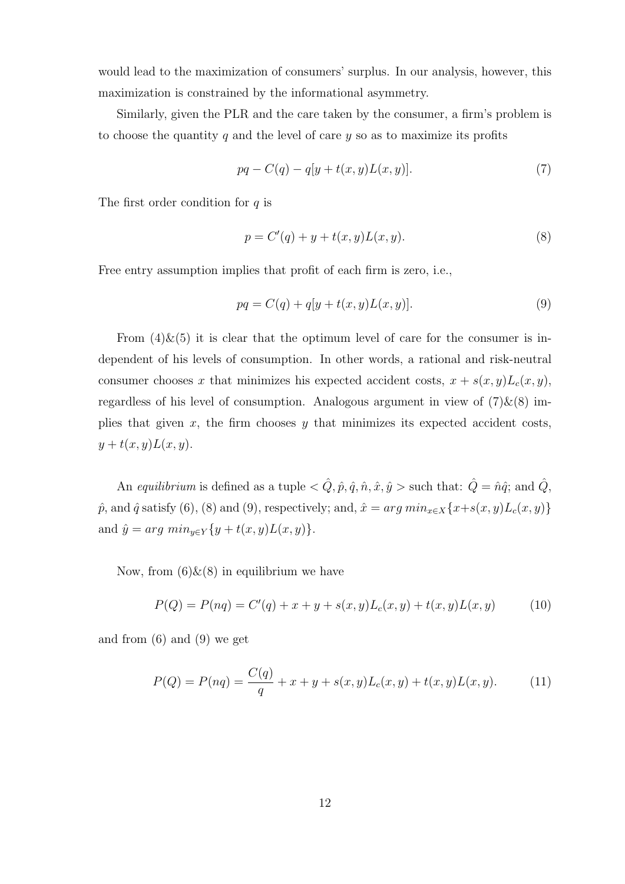would lead to the maximization of consumers' surplus. In our analysis, however, this maximization is constrained by the informational asymmetry.

Similarly, given the PLR and the care taken by the consumer, a firm's problem is to choose the quantity $q$ and the level of care $y$ so as to maximize its profits

$$pq - C(q) - q[y + t(x, y)L(x, y)]. \tag{7}$$

The first order condition for $q$ is

$$p = C'(q) + y + t(x, y)L(x, y). \tag{8}$$

Free entry assumption implies that profit of each firm is zero, i.e.,

$$pq = C(q) + q[y + t(x, y)L(x, y)]. \tag{9}$$

From (4)&(5) it is clear that the optimum level of care for the consumer is independent of his levels of consumption. In other words, a rational and risk-neutral consumer chooses $x$ that minimizes his expected accident costs, $x + s(x, y)L_c(x, y)$, regardless of his level of consumption. Analogous argument in view of (7)&(8) implies that given $x$, the firm chooses $y$ that minimizes its expected accident costs, $y + t(x, y)L(x, y)$.

An *equilibrium* is defined as a tuple $< \hat{Q}, \hat{p}, \hat{q}, \hat{n}, \hat{x}, \hat{y} >$ such that: $\hat{Q} = \hat{n}\hat{q}$; and $\hat{Q}$, $\hat{p}$, and $\hat{q}$ satisfy (6), (8) and (9), respectively; and, $\hat{x} = arg\ min_{x \in X}\{x + s(x, y)L_c(x, y)\}$ and $\hat{y} = arg\ min_{y \in Y}\{y + t(x, y)L(x, y)\}$.

Now, from (6)&(8) in equilibrium we have

$$P(Q) = P(nq) = C'(q) + x + y + s(x, y)L_c(x, y) + t(x, y)L(x, y) \tag{10}$$

and from (6) and (9) we get

$$P(Q) = P(nq) = \frac{C(q)}{q} + x + y + s(x, y)L_c(x, y) + t(x, y)L(x, y). \tag{11}$$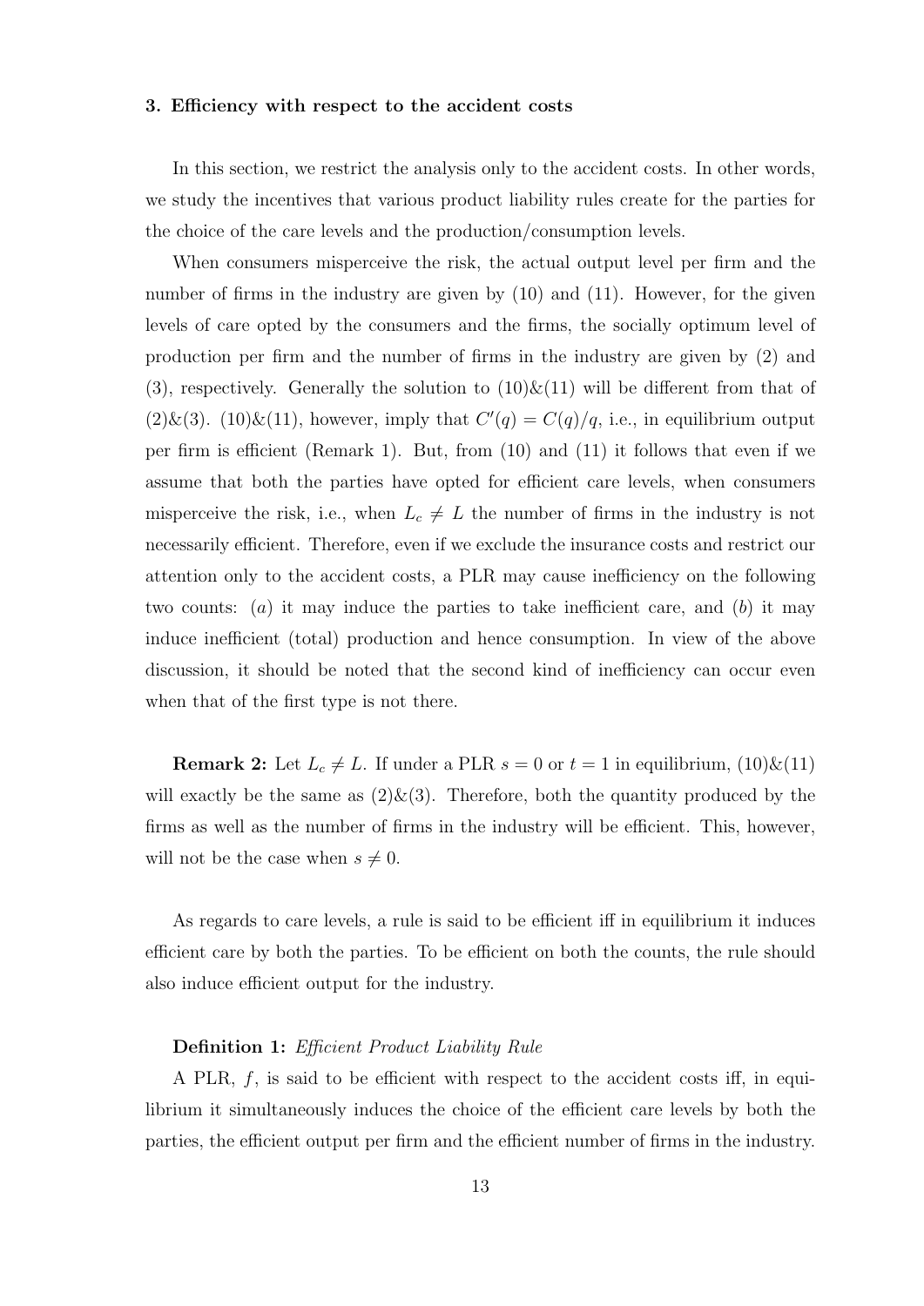### 3. Efficiency with respect to the accident costs

In this section, we restrict the analysis only to the accident costs. In other words, we study the incentives that various product liability rules create for the parties for the choice of the care levels and the production/consumption levels.

When consumers misperceive the risk, the actual output level per firm and the number of firms in the industry are given by (10) and (11). However, for the given levels of care opted by the consumers and the firms, the socially optimum level of production per firm and the number of firms in the industry are given by (2) and (3), respectively. Generally the solution to (10)&(11) will be different from that of (2)&(3). (10)&(11), however, imply that $C'(q) = C(q)/q$, i.e., in equilibrium output per firm is efficient (Remark 1). But, from (10) and (11) it follows that even if we assume that both the parties have opted for efficient care levels, when consumers misperceive the risk, i.e., when $L_c \neq L$ the number of firms in the industry is not necessarily efficient. Therefore, even if we exclude the insurance costs and restrict our attention only to the accident costs, a PLR may cause inefficiency on the following two counts: ($a$) it may induce the parties to take inefficient care, and ($b$) it may induce inefficient (total) production and hence consumption. In view of the above discussion, it should be noted that the second kind of inefficiency can occur even when that of the first type is not there.

**Remark 2:** Let $L_c \neq L$. If under a PLR $s = 0$ or $t = 1$ in equilibrium, (10)&(11) will exactly be the same as (2)&(3). Therefore, both the quantity produced by the firms as well as the number of firms in the industry will be efficient. This, however, will not be the case when $s \neq 0$.

As regards to care levels, a rule is said to be efficient iff in equilibrium it induces efficient care by both the parties. To be efficient on both the counts, the rule should also induce efficient output for the industry.

**Definition 1:** *Efficient Product Liability Rule*

A PLR, $f$, is said to be efficient with respect to the accident costs iff, in equilibrium it simultaneously induces the choice of the efficient care levels by both the parties, the efficient output per firm and the efficient number of firms in the industry.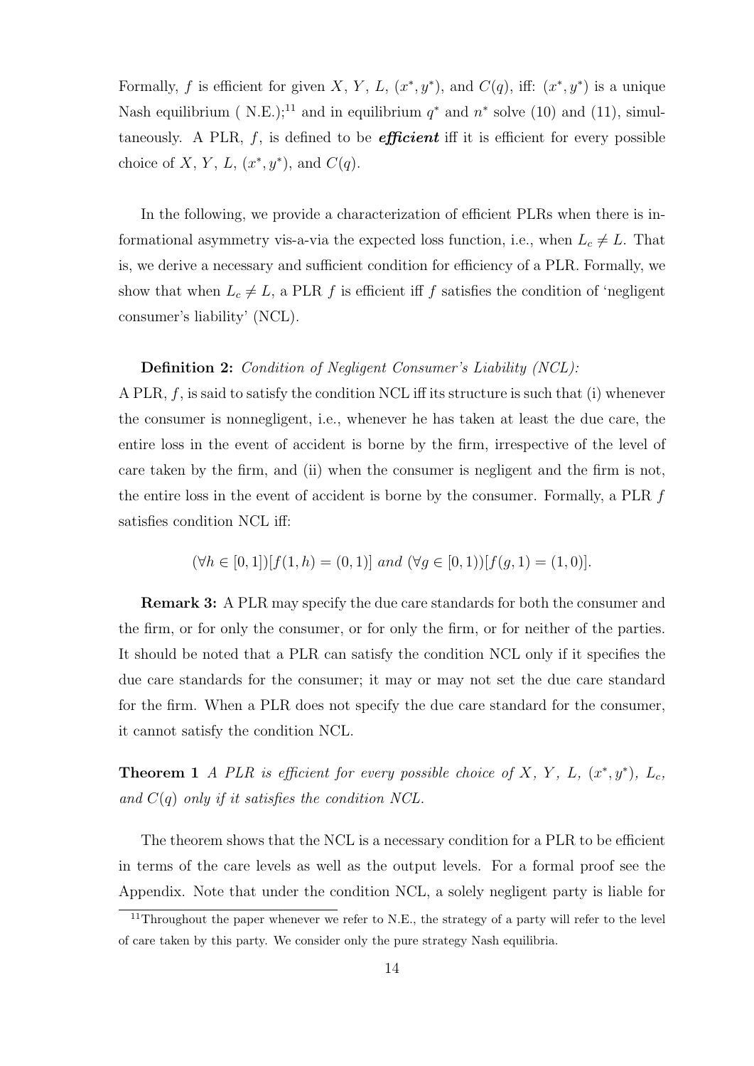Formally, $f$ is efficient for given $X$, $Y$, $L$, $(x^*, y^*)$, and $C(q)$, iff: $(x^*, y^*)$ is a unique Nash equilibrium ( N.E.);[11] and in equilibrium $q^*$ and $n^*$ solve (10) and (11), simultaneously. A PLR, $f$, is defined to be ***efficient*** iff it is efficient for every possible choice of $X$, $Y$, $L$, $(x^*, y^*)$, and $C(q)$.

In the following, we provide a characterization of efficient PLRs when there is informational asymmetry vis-a-via the expected loss function, i.e., when $L_c \neq L$. That is, we derive a necessary and sufficient condition for efficiency of a PLR. Formally, we show that when $L_c \neq L$, a PLR $f$ is efficient iff $f$ satisfies the condition of 'negligent consumer's liability' (NCL).

**Definition 2:** *Condition of Negligent Consumer's Liability (NCL):*
A PLR, $f$, is said to satisfy the condition NCL iff its structure is such that (i) whenever the consumer is nonnegligent, i.e., whenever he has taken at least the due care, the entire loss in the event of accident is borne by the firm, irrespective of the level of care taken by the firm, and (ii) when the consumer is negligent and the firm is not, the entire loss in the event of accident is borne by the consumer. Formally, a PLR $f$ satisfies condition NCL iff:

$$(\forall h \in [0,1])[f(1,h) = (0,1)] \text{ and } (\forall g \in [0,1))[f(g,1) = (1,0)].$$

**Remark 3:** A PLR may specify the due care standards for both the consumer and the firm, or for only the consumer, or for only the firm, or for neither of the parties. It should be noted that a PLR can satisfy the condition NCL only if it specifies the due care standards for the consumer; it may or may not set the due care standard for the firm. When a PLR does not specify the due care standard for the consumer, it cannot satisfy the condition NCL.

**Theorem 1** *A PLR is efficient for every possible choice of $X$, $Y$, $L$, $(x^*, y^*)$, $L_c$, and $C(q)$ only if it satisfies the condition NCL.*

The theorem shows that the NCL is a necessary condition for a PLR to be efficient in terms of the care levels as well as the output levels. For a formal proof see the Appendix. Note that under the condition NCL, a solely negligent party is liable for

[11] Throughout the paper whenever we refer to N.E., the strategy of a party will refer to the level of care taken by this party. We consider only the pure strategy Nash equilibria.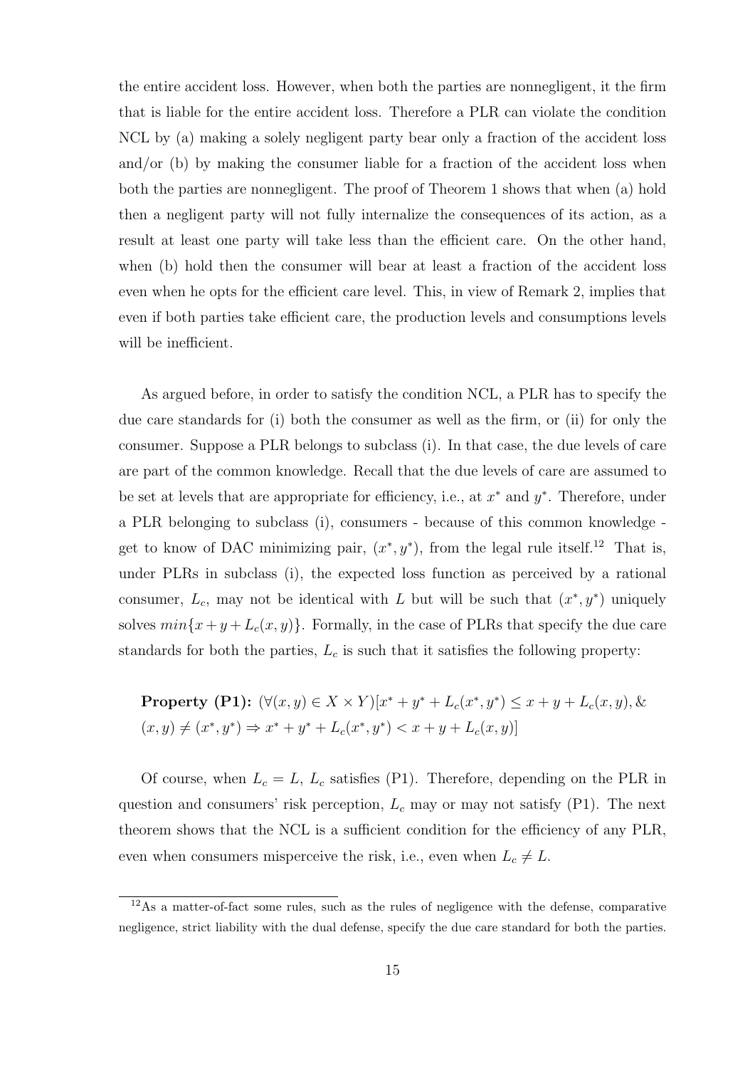the entire accident loss. However, when both the parties are nonnegligent, it the firm that is liable for the entire accident loss. Therefore a PLR can violate the condition NCL by (a) making a solely negligent party bear only a fraction of the accident loss and/or (b) by making the consumer liable for a fraction of the accident loss when both the parties are nonnegligent. The proof of Theorem 1 shows that when (a) hold then a negligent party will not fully internalize the consequences of its action, as a result at least one party will take less than the efficient care. On the other hand, when (b) hold then the consumer will bear at least a fraction of the accident loss even when he opts for the efficient care level. This, in view of Remark 2, implies that even if both parties take efficient care, the production levels and consumptions levels will be inefficient.

As argued before, in order to satisfy the condition NCL, a PLR has to specify the due care standards for (i) both the consumer as well as the firm, or (ii) for only the consumer. Suppose a PLR belongs to subclass (i). In that case, the due levels of care are part of the common knowledge. Recall that the due levels of care are assumed to be set at levels that are appropriate for efficiency, i.e., at $x^*$ and $y^*$. Therefore, under a PLR belonging to subclass (i), consumers - because of this common knowledge - get to know of DAC minimizing pair, $(x^*, y^*)$, from the legal rule itself.[12] That is, under PLRs in subclass (i), the expected loss function as perceived by a rational consumer, $L_c$, may not be identical with $L$ but will be such that $(x^*, y^*)$ uniquely solves $min\{x + y + L_c(x, y)\}$. Formally, in the case of PLRs that specify the due care standards for both the parties, $L_c$ is such that it satisfies the following property:

**Property (P1):** $(\forall(x, y) \in X \times Y)[x^* + y^* + L_c(x^*, y^*) \leq x + y + L_c(x, y), \&$ $(x, y) \neq (x^*, y^*) \Rightarrow x^* + y^* + L_c(x^*, y^*) < x + y + L_c(x, y)]$

Of course, when $L_c = L$, $L_c$ satisfies (P1). Therefore, depending on the PLR in question and consumers' risk perception, $L_c$ may or may not satisfy (P1). The next theorem shows that the NCL is a sufficient condition for the efficiency of any PLR, even when consumers misperceive the risk, i.e., even when $L_c \neq L$.

[12] As a matter-of-fact some rules, such as the rules of negligence with the defense, comparative negligence, strict liability with the dual defense, specify the due care standard for both the parties.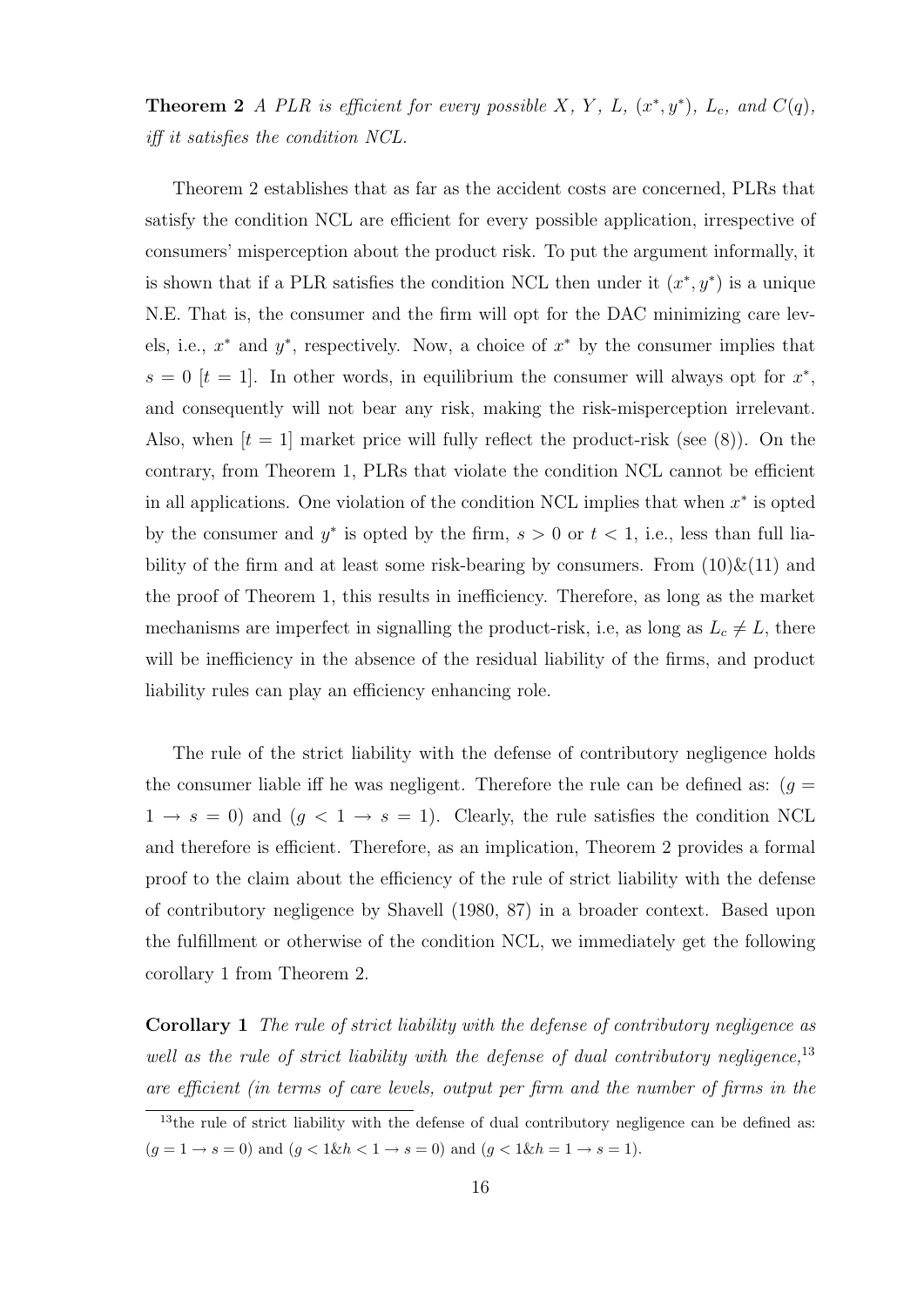**Theorem 2** *A PLR is efficient for every possible $X$, $Y$, $L$, $(x^*, y^*)$, $L_c$, and $C(q)$, iff it satisfies the condition NCL.*

Theorem 2 establishes that as far as the accident costs are concerned, PLRs that satisfy the condition NCL are efficient for every possible application, irrespective of consumers' misperception about the product risk. To put the argument informally, it is shown that if a PLR satisfies the condition NCL then under it $(x^*, y^*)$ is a unique N.E. That is, the consumer and the firm will opt for the DAC minimizing care levels, i.e., $x^*$ and $y^*$, respectively. Now, a choice of $x^*$ by the consumer implies that $s = 0$ $[t = 1]$. In other words, in equilibrium the consumer will always opt for $x^*$, and consequently will not bear any risk, making the risk-misperception irrelevant. Also, when $[t = 1]$ market price will fully reflect the product-risk (see (8)). On the contrary, from Theorem 1, PLRs that violate the condition NCL cannot be efficient in all applications. One violation of the condition NCL implies that when $x^*$ is opted by the consumer and $y^*$ is opted by the firm, $s > 0$ or $t < 1$, i.e., less than full liability of the firm and at least some risk-bearing by consumers. From (10)&(11) and the proof of Theorem 1, this results in inefficiency. Therefore, as long as the market mechanisms are imperfect in signalling the product-risk, i.e, as long as $L_c \neq L$, there will be inefficiency in the absence of the residual liability of the firms, and product liability rules can play an efficiency enhancing role.

The rule of the strict liability with the defense of contributory negligence holds the consumer liable iff he was negligent. Therefore the rule can be defined as: $(g = 1 \rightarrow s = 0)$ and $(g < 1 \rightarrow s = 1)$. Clearly, the rule satisfies the condition NCL and therefore is efficient. Therefore, as an implication, Theorem 2 provides a formal proof to the claim about the efficiency of the rule of strict liability with the defense of contributory negligence by Shavell (1980, 87) in a broader context. Based upon the fulfillment or otherwise of the condition NCL, we immediately get the following corollary 1 from Theorem 2.

**Corollary 1** *The rule of strict liability with the defense of contributory negligence as well as the rule of strict liability with the defense of dual contributory negligence,*[13] *are efficient (in terms of care levels, output per firm and the number of firms in the*

[13] the rule of strict liability with the defense of dual contributory negligence can be defined as: $(g = 1 \rightarrow s = 0)$ and $(g < 1 \& h < 1 \rightarrow s = 0)$ and $(g < 1 \& h = 1 \rightarrow s = 1)$.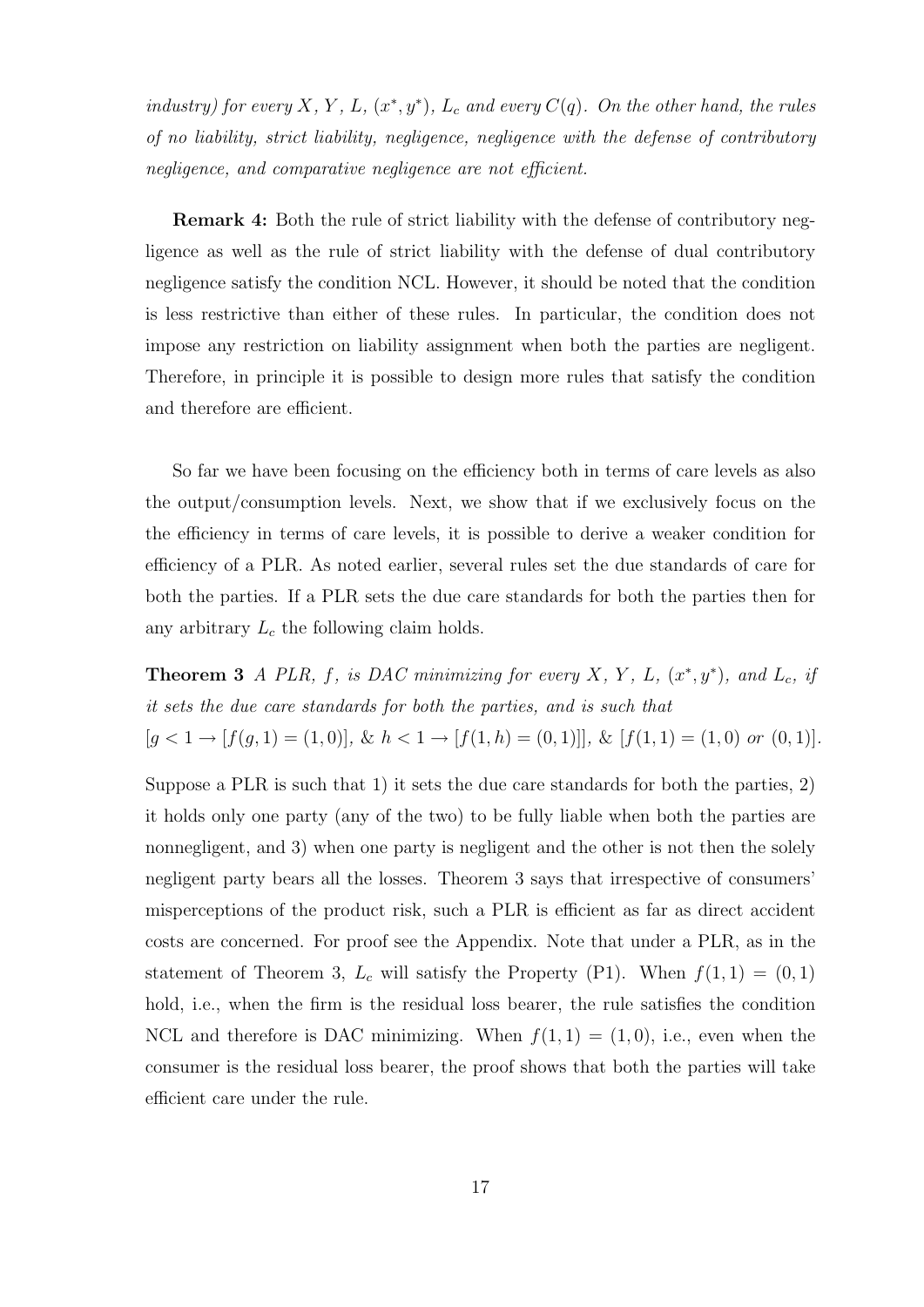*industry) for every $X$, $Y$, $L$, $(x^*, y^*)$, $L_c$ and every $C(q)$. On the other hand, the rules of no liability, strict liability, negligence, negligence with the defense of contributory negligence, and comparative negligence are not efficient.*

**Remark 4:** Both the rule of strict liability with the defense of contributory negligence as well as the rule of strict liability with the defense of dual contributory negligence satisfy the condition NCL. However, it should be noted that the condition is less restrictive than either of these rules. In particular, the condition does not impose any restriction on liability assignment when both the parties are negligent. Therefore, in principle it is possible to design more rules that satisfy the condition and therefore are efficient.

So far we have been focusing on the efficiency both in terms of care levels as also the output/consumption levels. Next, we show that if we exclusively focus on the the efficiency in terms of care levels, it is possible to derive a weaker condition for efficiency of a PLR. As noted earlier, several rules set the due standards of care for both the parties. If a PLR sets the due care standards for both the parties then for any arbitrary $L_c$ the following claim holds.

**Theorem 3** *A PLR, $f$, is DAC minimizing for every $X$, $Y$, $L$, $(x^*, y^*)$, and $L_c$, if it sets the due care standards for both the parties, and is such that*
$[g < 1 \rightarrow [f(g, 1) = (1, 0)]$, & $h < 1 \rightarrow [f(1, h) = (0, 1)]]$, & $[f(1, 1) = (1, 0)$ *or* $(0, 1)]$.

Suppose a PLR is such that 1) it sets the due care standards for both the parties, 2) it holds only one party (any of the two) to be fully liable when both the parties are nonnegligent, and 3) when one party is negligent and the other is not then the solely negligent party bears all the losses. Theorem 3 says that irrespective of consumers' misperceptions of the product risk, such a PLR is efficient as far as direct accident costs are concerned. For proof see the Appendix. Note that under a PLR, as in the statement of Theorem 3, $L_c$ will satisfy the Property (P1). When $f(1, 1) = (0, 1)$ hold, i.e., when the firm is the residual loss bearer, the rule satisfies the condition NCL and therefore is DAC minimizing. When $f(1, 1) = (1, 0)$, i.e., even when the consumer is the residual loss bearer, the proof shows that both the parties will take efficient care under the rule.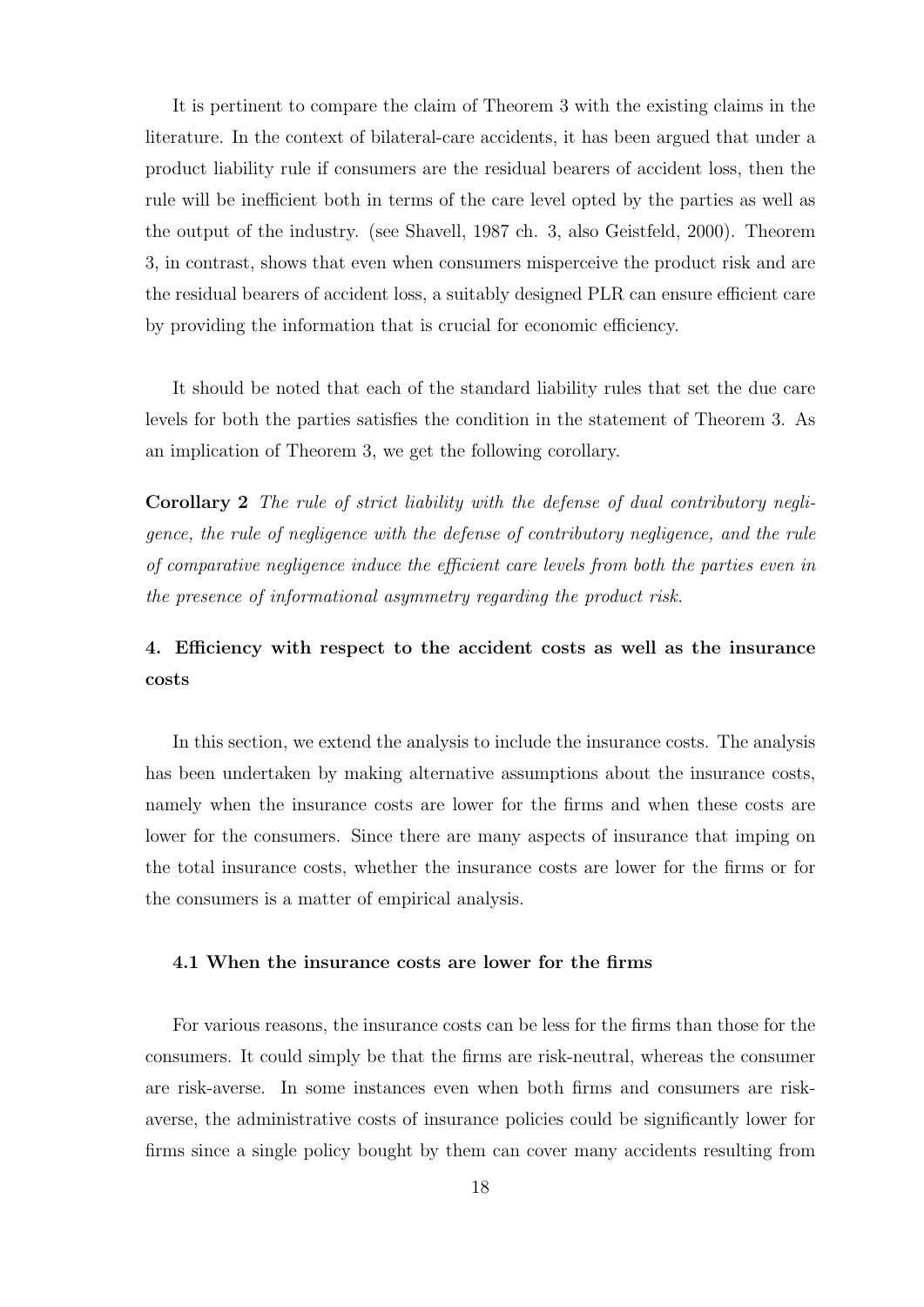It is pertinent to compare the claim of Theorem 3 with the existing claims in the literature. In the context of bilateral-care accidents, it has been argued that under a product liability rule if consumers are the residual bearers of accident loss, then the rule will be inefficient both in terms of the care level opted by the parties as well as the output of the industry. (see Shavell, 1987 ch. 3, also Geistfeld, 2000). Theorem 3, in contrast, shows that even when consumers misperceive the product risk and are the residual bearers of accident loss, a suitably designed PLR can ensure efficient care by providing the information that is crucial for economic efficiency.

It should be noted that each of the standard liability rules that set the due care levels for both the parties satisfies the condition in the statement of Theorem 3. As an implication of Theorem 3, we get the following corollary.

**Corollary 2** *The rule of strict liability with the defense of dual contributory negligence, the rule of negligence with the defense of contributory negligence, and the rule of comparative negligence induce the efficient care levels from both the parties even in the presence of informational asymmetry regarding the product risk.*

## 4. Efficiency with respect to the accident costs as well as the insurance costs

In this section, we extend the analysis to include the insurance costs. The analysis has been undertaken by making alternative assumptions about the insurance costs, namely when the insurance costs are lower for the firms and when these costs are lower for the consumers. Since there are many aspects of insurance that imping on the total insurance costs, whether the insurance costs are lower for the firms or for the consumers is a matter of empirical analysis.

### 4.1 When the insurance costs are lower for the firms

For various reasons, the insurance costs can be less for the firms than those for the consumers. It could simply be that the firms are risk-neutral, whereas the consumer are risk-averse. In some instances even when both firms and consumers are risk-averse, the administrative costs of insurance policies could be significantly lower for firms since a single policy bought by them can cover many accidents resulting from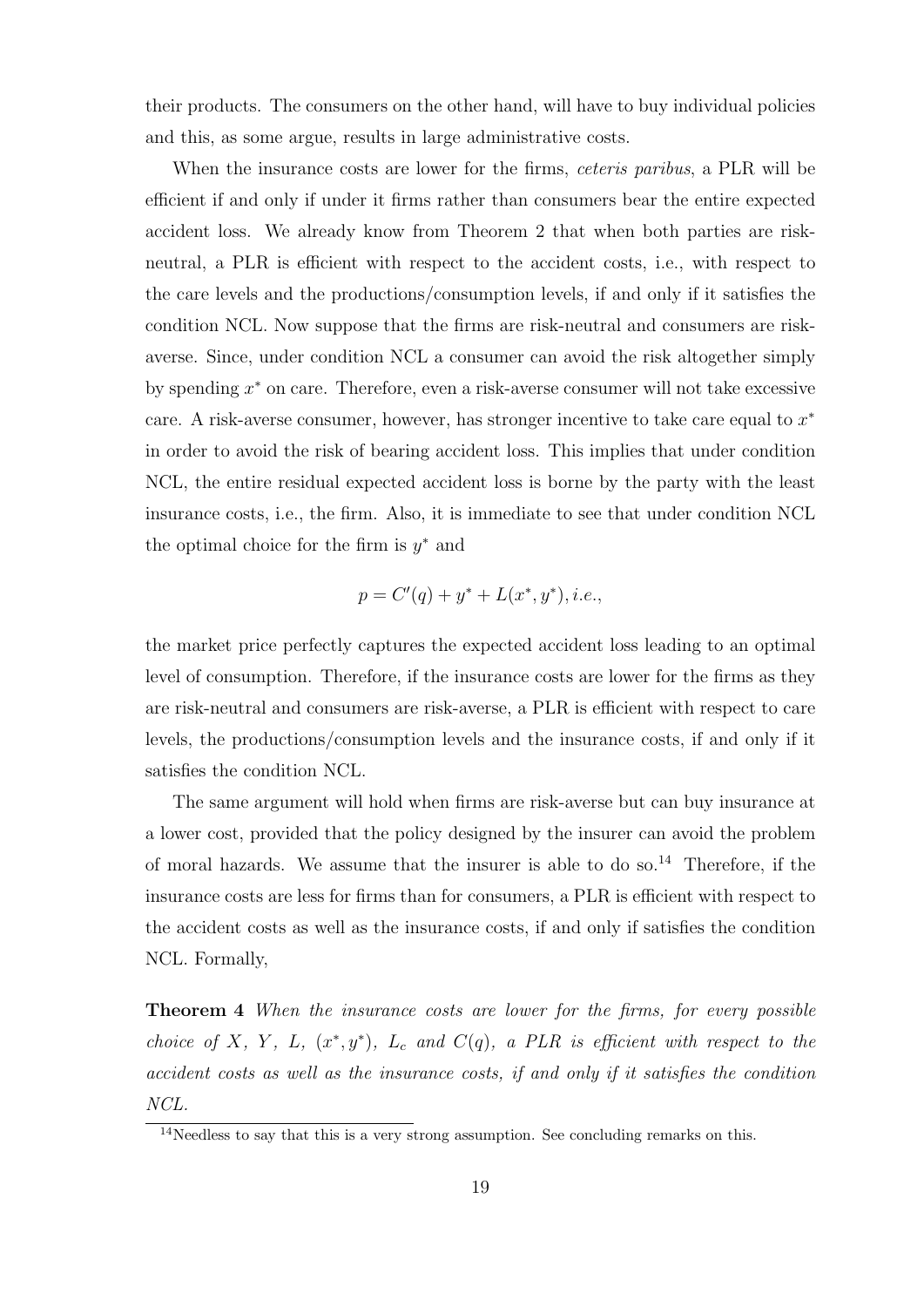their products. The consumers on the other hand, will have to buy individual policies and this, as some argue, results in large administrative costs.

When the insurance costs are lower for the firms, *ceteris paribus*, a PLR will be efficient if and only if under it firms rather than consumers bear the entire expected accident loss. We already know from Theorem 2 that when both parties are risk-neutral, a PLR is efficient with respect to the accident costs, i.e., with respect to the care levels and the productions/consumption levels, if and only if it satisfies the condition NCL. Now suppose that the firms are risk-neutral and consumers are risk-averse. Since, under condition NCL a consumer can avoid the risk altogether simply by spending $x^*$ on care. Therefore, even a risk-averse consumer will not take excessive care. A risk-averse consumer, however, has stronger incentive to take care equal to $x^*$ in order to avoid the risk of bearing accident loss. This implies that under condition NCL, the entire residual expected accident loss is borne by the party with the least insurance costs, i.e., the firm. Also, it is immediate to see that under condition NCL the optimal choice for the firm is $y^*$ and

$$p = C'(q) + y^* + L(x^*, y^*), i.e.,$$

the market price perfectly captures the expected accident loss leading to an optimal level of consumption. Therefore, if the insurance costs are lower for the firms as they are risk-neutral and consumers are risk-averse, a PLR is efficient with respect to care levels, the productions/consumption levels and the insurance costs, if and only if it satisfies the condition NCL.

The same argument will hold when firms are risk-averse but can buy insurance at a lower cost, provided that the policy designed by the insurer can avoid the problem of moral hazards. We assume that the insurer is able to do so.[14] Therefore, if the insurance costs are less for firms than for consumers, a PLR is efficient with respect to the accident costs as well as the insurance costs, if and only if satisfies the condition NCL. Formally,

**Theorem 4** *When the insurance costs are lower for the firms, for every possible choice of $X$, $Y$, $L$, $(x^*, y^*)$, $L_c$ and $C(q)$, a PLR is efficient with respect to the accident costs as well as the insurance costs, if and only if it satisfies the condition NCL.*

[14]Needless to say that this is a very strong assumption. See concluding remarks on this.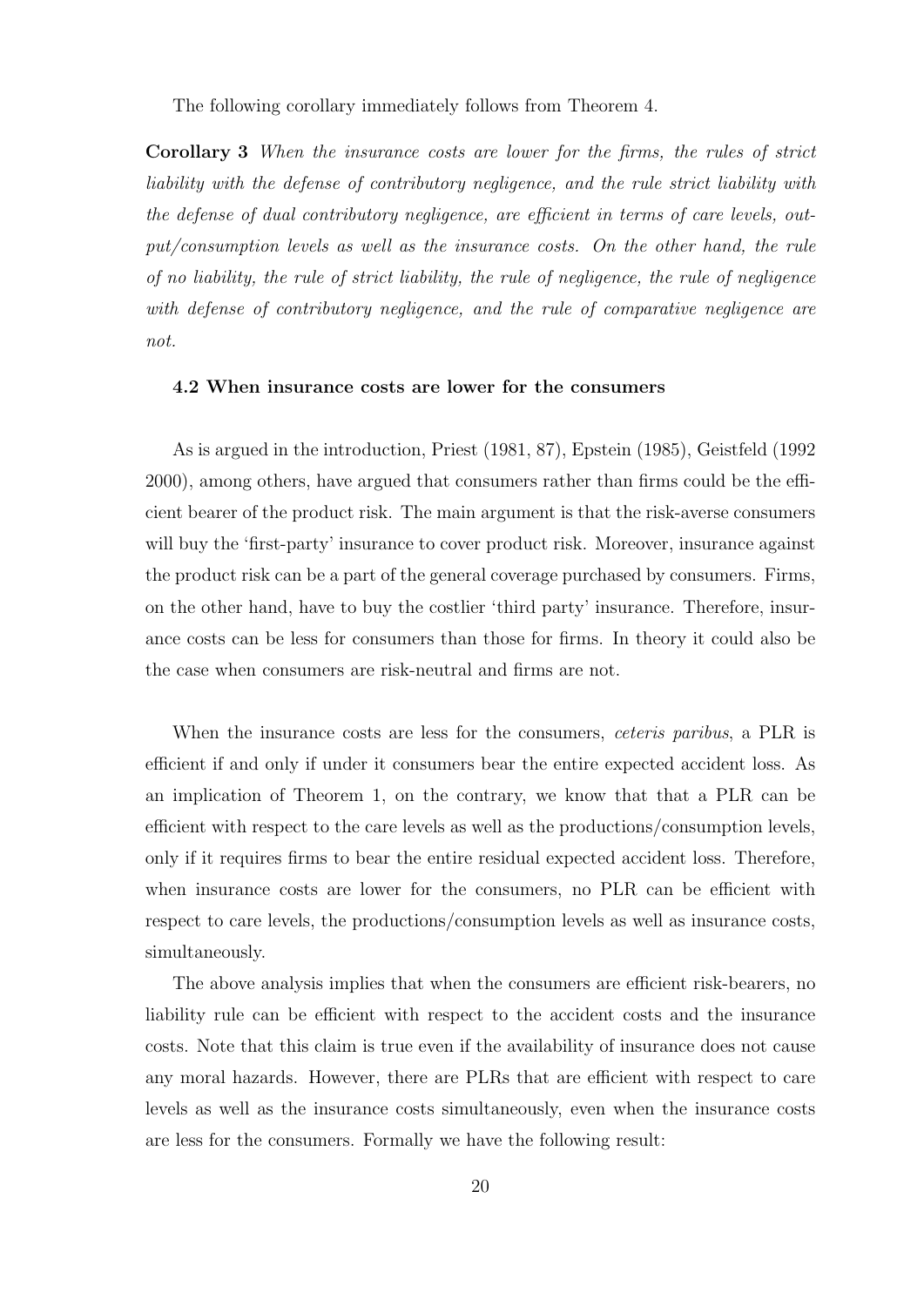The following corollary immediately follows from Theorem 4.

**Corollary 3** *When the insurance costs are lower for the firms, the rules of strict liability with the defense of contributory negligence, and the rule strict liability with the defense of dual contributory negligence, are efficient in terms of care levels, output/consumption levels as well as the insurance costs. On the other hand, the rule of no liability, the rule of strict liability, the rule of negligence, the rule of negligence with defense of contributory negligence, and the rule of comparative negligence are not.*

### 4.2 When insurance costs are lower for the consumers

As is argued in the introduction, Priest (1981, 87), Epstein (1985), Geistfeld (1992 2000), among others, have argued that consumers rather than firms could be the efficient bearer of the product risk. The main argument is that the risk-averse consumers will buy the 'first-party' insurance to cover product risk. Moreover, insurance against the product risk can be a part of the general coverage purchased by consumers. Firms, on the other hand, have to buy the costlier 'third party' insurance. Therefore, insurance costs can be less for consumers than those for firms. In theory it could also be the case when consumers are risk-neutral and firms are not.

When the insurance costs are less for the consumers, *ceteris paribus*, a PLR is efficient if and only if under it consumers bear the entire expected accident loss. As an implication of Theorem 1, on the contrary, we know that that a PLR can be efficient with respect to the care levels as well as the productions/consumption levels, only if it requires firms to bear the entire residual expected accident loss. Therefore, when insurance costs are lower for the consumers, no PLR can be efficient with respect to care levels, the productions/consumption levels as well as insurance costs, simultaneously.

The above analysis implies that when the consumers are efficient risk-bearers, no liability rule can be efficient with respect to the accident costs and the insurance costs. Note that this claim is true even if the availability of insurance does not cause any moral hazards. However, there are PLRs that are efficient with respect to care levels as well as the insurance costs simultaneously, even when the insurance costs are less for the consumers. Formally we have the following result: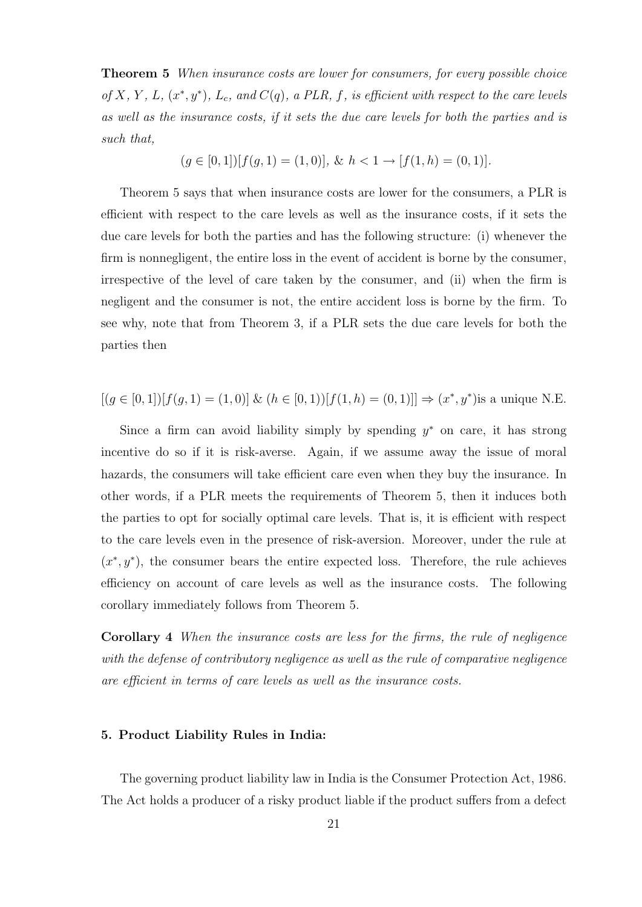**Theorem 5** *When insurance costs are lower for consumers, for every possible choice of $X$, $Y$, $L$, $(x^*, y^*)$, $L_c$, and $C(q)$, a PLR, $f$, is efficient with respect to the care levels as well as the insurance costs, if it sets the due care levels for both the parties and is such that,*

$$(g \in [0,1])[f(g,1) = (1,0)], \ \& \ h < 1 \rightarrow [f(1,h) = (0,1)].$$

Theorem 5 says that when insurance costs are lower for the consumers, a PLR is efficient with respect to the care levels as well as the insurance costs, if it sets the due care levels for both the parties and has the following structure: (i) whenever the firm is nonnegligent, the entire loss in the event of accident is borne by the consumer, irrespective of the level of care taken by the consumer, and (ii) when the firm is negligent and the consumer is not, the entire accident loss is borne by the firm. To see why, note that from Theorem 3, if a PLR sets the due care levels for both the parties then

$$[(g \in [0,1])[f(g,1) = (1,0)] \ \& \ (h \in [0,1))[f(1,h) = (0,1)]] \Rightarrow (x^*, y^*) \text{is a unique N.E.}$$

Since a firm can avoid liability simply by spending $y^*$ on care, it has strong incentive do so if it is risk-averse. Again, if we assume away the issue of moral hazards, the consumers will take efficient care even when they buy the insurance. In other words, if a PLR meets the requirements of Theorem 5, then it induces both the parties to opt for socially optimal care levels. That is, it is efficient with respect to the care levels even in the presence of risk-aversion. Moreover, under the rule at $(x^*, y^*)$, the consumer bears the entire expected loss. Therefore, the rule achieves efficiency on account of care levels as well as the insurance costs. The following corollary immediately follows from Theorem 5.

**Corollary 4** *When the insurance costs are less for the firms, the rule of negligence with the defense of contributory negligence as well as the rule of comparative negligence are efficient in terms of care levels as well as the insurance costs.*

### 5. Product Liability Rules in India:

The governing product liability law in India is the Consumer Protection Act, 1986. The Act holds a producer of a risky product liable if the product suffers from a defect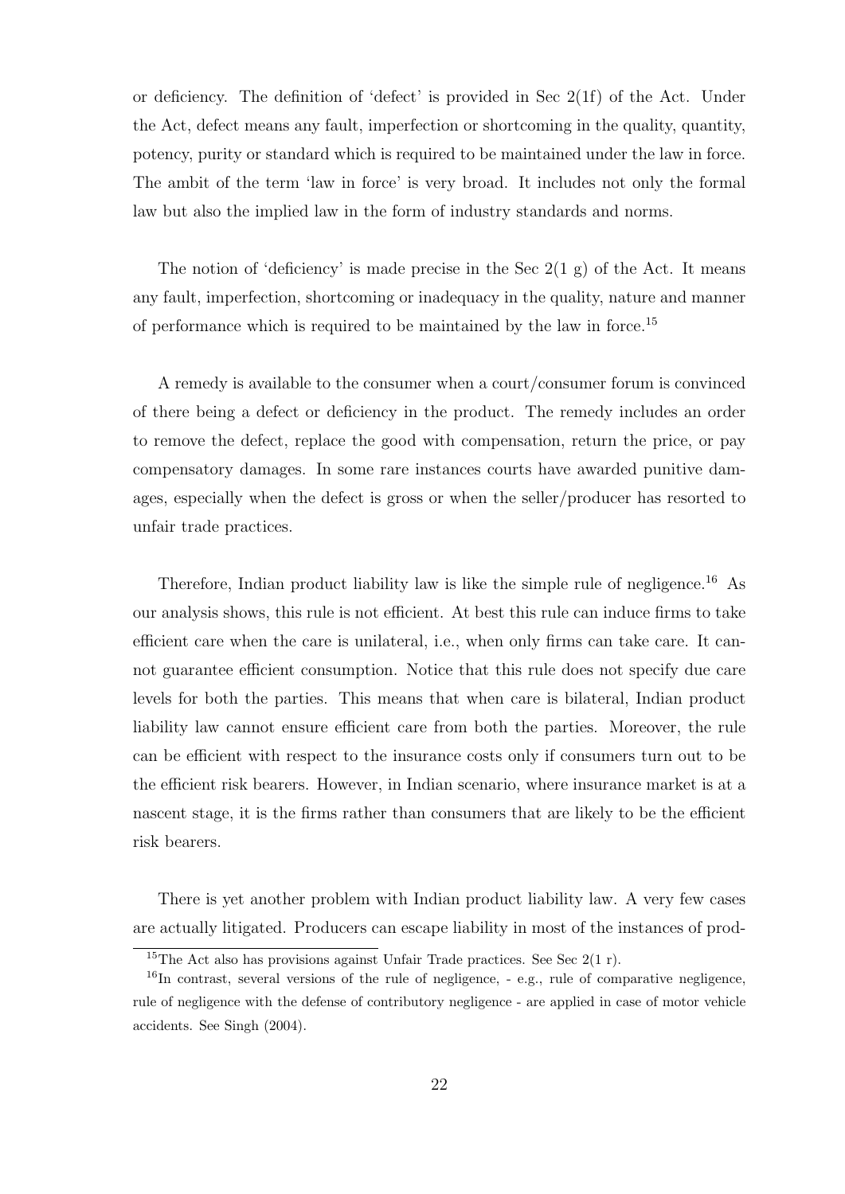or deficiency. The definition of 'defect' is provided in Sec 2(1f) of the Act. Under the Act, defect means any fault, imperfection or shortcoming in the quality, quantity, potency, purity or standard which is required to be maintained under the law in force. The ambit of the term 'law in force' is very broad. It includes not only the formal law but also the implied law in the form of industry standards and norms.

The notion of 'deficiency' is made precise in the Sec 2(1 g) of the Act. It means any fault, imperfection, shortcoming or inadequacy in the quality, nature and manner of performance which is required to be maintained by the law in force.[15]

A remedy is available to the consumer when a court/consumer forum is convinced of there being a defect or deficiency in the product. The remedy includes an order to remove the defect, replace the good with compensation, return the price, or pay compensatory damages. In some rare instances courts have awarded punitive damages, especially when the defect is gross or when the seller/producer has resorted to unfair trade practices.

Therefore, Indian product liability law is like the simple rule of negligence.[16] As our analysis shows, this rule is not efficient. At best this rule can induce firms to take efficient care when the care is unilateral, i.e., when only firms can take care. It cannot guarantee efficient consumption. Notice that this rule does not specify due care levels for both the parties. This means that when care is bilateral, Indian product liability law cannot ensure efficient care from both the parties. Moreover, the rule can be efficient with respect to the insurance costs only if consumers turn out to be the efficient risk bearers. However, in Indian scenario, where insurance market is at a nascent stage, it is the firms rather than consumers that are likely to be the efficient risk bearers.

There is yet another problem with Indian product liability law. A very few cases are actually litigated. Producers can escape liability in most of the instances of prod-

[15] The Act also has provisions against Unfair Trade practices. See Sec 2(1 r).

[16] In contrast, several versions of the rule of negligence, - e.g., rule of comparative negligence, rule of negligence with the defense of contributory negligence - are applied in case of motor vehicle accidents. See Singh (2004).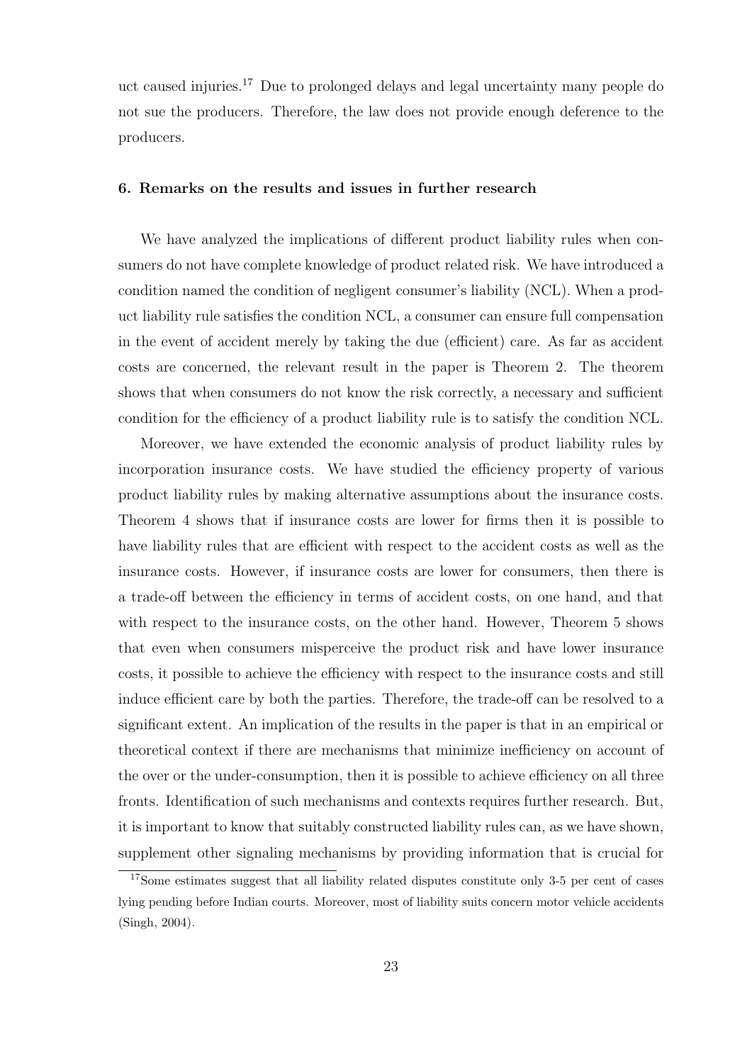uct caused injuries.[17] Due to prolonged delays and legal uncertainty many people do not sue the producers. Therefore, the law does not provide enough deference to the producers.

### 6. Remarks on the results and issues in further research

We have analyzed the implications of different product liability rules when consumers do not have complete knowledge of product related risk. We have introduced a condition named the condition of negligent consumer's liability (NCL). When a product liability rule satisfies the condition NCL, a consumer can ensure full compensation in the event of accident merely by taking the due (efficient) care. As far as accident costs are concerned, the relevant result in the paper is Theorem 2. The theorem shows that when consumers do not know the risk correctly, a necessary and sufficient condition for the efficiency of a product liability rule is to satisfy the condition NCL.

Moreover, we have extended the economic analysis of product liability rules by incorporation insurance costs. We have studied the efficiency property of various product liability rules by making alternative assumptions about the insurance costs. Theorem 4 shows that if insurance costs are lower for firms then it is possible to have liability rules that are efficient with respect to the accident costs as well as the insurance costs. However, if insurance costs are lower for consumers, then there is a trade-off between the efficiency in terms of accident costs, on one hand, and that with respect to the insurance costs, on the other hand. However, Theorem 5 shows that even when consumers misperceive the product risk and have lower insurance costs, it possible to achieve the efficiency with respect to the insurance costs and still induce efficient care by both the parties. Therefore, the trade-off can be resolved to a significant extent. An implication of the results in the paper is that in an empirical or theoretical context if there are mechanisms that minimize inefficiency on account of the over or the under-consumption, then it is possible to achieve efficiency on all three fronts. Identification of such mechanisms and contexts requires further research. But, it is important to know that suitably constructed liability rules can, as we have shown, supplement other signaling mechanisms by providing information that is crucial for

[17] Some estimates suggest that all liability related disputes constitute only 3-5 per cent of cases lying pending before Indian courts. Moreover, most of liability suits concern motor vehicle accidents (Singh, 2004).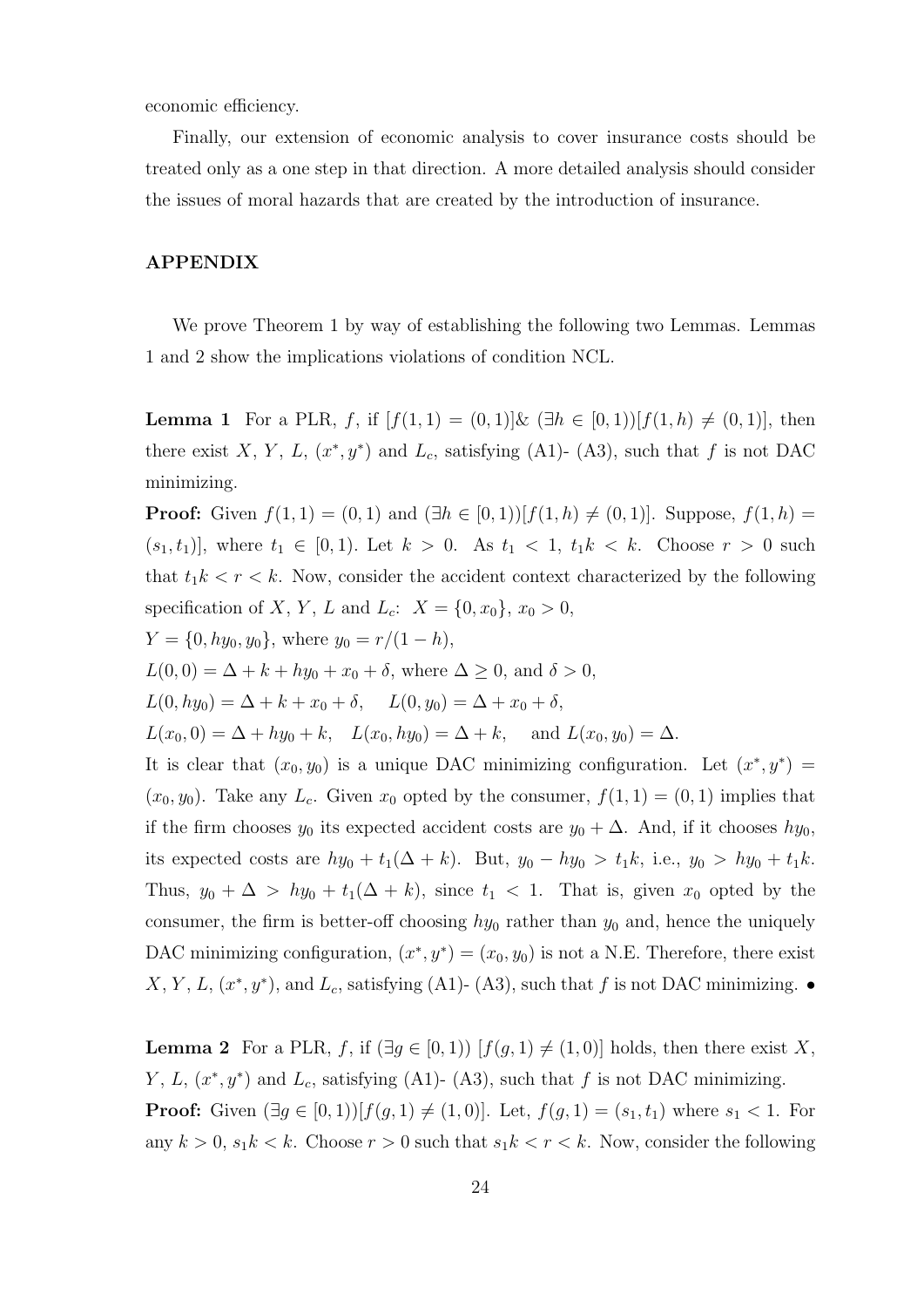economic efficiency.

Finally, our extension of economic analysis to cover insurance costs should be treated only as a one step in that direction. A more detailed analysis should consider the issues of moral hazards that are created by the introduction of insurance.

## APPENDIX

We prove Theorem 1 by way of establishing the following two Lemmas. Lemmas 1 and 2 show the implications violations of condition NCL.

**Lemma 1** For a PLR, $f$, if $[f(1,1) = (0,1)]\&\ (\exists h \in [0,1))[f(1,h) \neq (0,1)]$, then there exist $X$, $Y$, $L$, $(x^*, y^*)$ and $L_c$, satisfying (A1)- (A3), such that $f$ is not DAC minimizing.

**Proof:** Given $f(1,1) = (0,1)$ and $(\exists h \in [0,1))[f(1,h) \neq (0,1)]$. Suppose, $f(1,h) = (s_1, t_1)]$, where $t_1 \in [0,1)$. Let $k > 0$. As $t_1 < 1$, $t_1 k < k$. Choose $r > 0$ such that $t_1 k < r < k$. Now, consider the accident context characterized by the following specification of $X$, $Y$, $L$ and $L_c$: $X = \{0, x_0\}$, $x_0 > 0$,
$Y = \{0, hy_0, y_0\}$, where $y_0 = r/(1-h)$,
$L(0,0) = \Delta + k + hy_0 + x_0 + \delta$, where $\Delta \geq 0$, and $\delta > 0$,
$L(0, hy_0) = \Delta + k + x_0 + \delta$, $\quad L(0, y_0) = \Delta + x_0 + \delta$,
$L(x_0, 0) = \Delta + hy_0 + k$, $\quad L(x_0, hy_0) = \Delta + k$, $\quad$ and $L(x_0, y_0) = \Delta$.
It is clear that $(x_0, y_0)$ is a unique DAC minimizing configuration. Let $(x^*, y^*) = (x_0, y_0)$. Take any $L_c$. Given $x_0$ opted by the consumer, $f(1,1) = (0,1)$ implies that if the firm chooses $y_0$ its expected accident costs are $y_0 + \Delta$. And, if it chooses $hy_0$, its expected costs are $hy_0 + t_1(\Delta + k)$. But, $y_0 - hy_0 > t_1 k$, i.e., $y_0 > hy_0 + t_1 k$. Thus, $y_0 + \Delta > hy_0 + t_1(\Delta + k)$, since $t_1 < 1$. That is, given $x_0$ opted by the consumer, the firm is better-off choosing $hy_0$ rather than $y_0$ and, hence the uniquely DAC minimizing configuration, $(x^*, y^*) = (x_0, y_0)$ is not a N.E. Therefore, there exist $X, Y, L, (x^*, y^*)$, and $L_c$, satisfying (A1)- (A3), such that $f$ is not DAC minimizing. •

**Lemma 2** For a PLR, $f$, if $(\exists g \in [0,1))\ [f(g,1) \neq (1,0)]$ holds, then there exist $X$, $Y$, $L$, $(x^*, y^*)$ and $L_c$, satisfying (A1)- (A3), such that $f$ is not DAC minimizing.

**Proof:** Given $(\exists g \in [0,1))[f(g,1) \neq (1,0)]$. Let, $f(g,1) = (s_1, t_1)$ where $s_1 < 1$. For any $k > 0$, $s_1 k < k$. Choose $r > 0$ such that $s_1 k < r < k$. Now, consider the following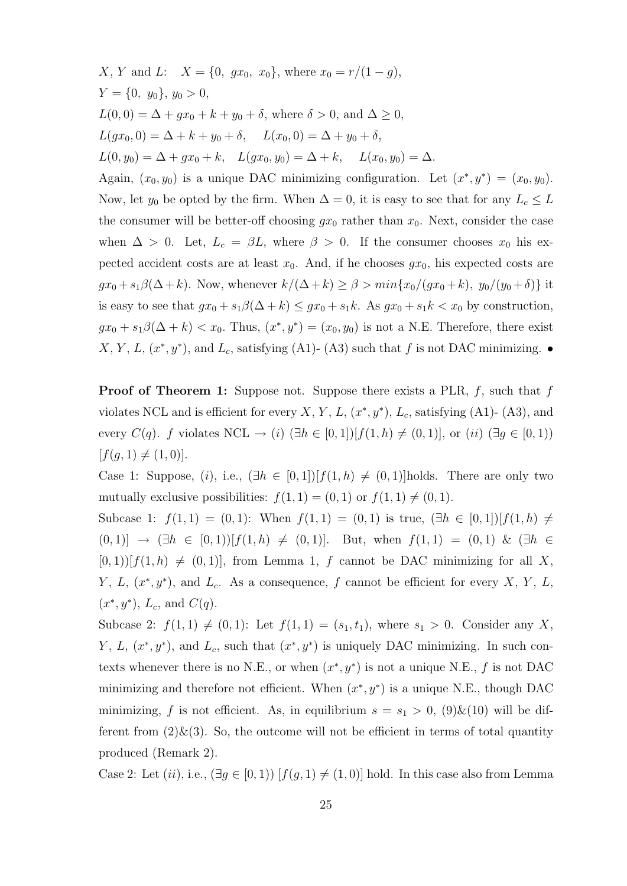$X$, $Y$ and $L$: $X = \{0,\ gx_0,\ x_0\}$, where $x_0 = r/(1-g)$,

$Y = \{0,\ y_0\}$, $y_0 > 0$,

$L(0,0) = \Delta + gx_0 + k + y_0 + \delta$, where $\delta > 0$, and $\Delta \geq 0$,

$L(gx_0, 0) = \Delta + k + y_0 + \delta$, $\quad L(x_0, 0) = \Delta + y_0 + \delta$,

$L(0, y_0) = \Delta + gx_0 + k$, $\quad L(gx_0, y_0) = \Delta + k$, $\quad L(x_0, y_0) = \Delta$.

Again, $(x_0, y_0)$ is a unique DAC minimizing configuration. Let $(x^*, y^*) = (x_0, y_0)$. Now, let $y_0$ be opted by the firm. When $\Delta = 0$, it is easy to see that for any $L_c \leq L$ the consumer will be better-off choosing $gx_0$ rather than $x_0$. Next, consider the case when $\Delta > 0$. Let, $L_c = \beta L$, where $\beta > 0$. If the consumer chooses $x_0$ his expected accident costs are at least $x_0$. And, if he chooses $gx_0$, his expected costs are $gx_0 + s_1\beta(\Delta + k)$. Now, whenever $k/(\Delta + k) \geq \beta > min\{x_0/(gx_0 + k),\ y_0/(y_0 + \delta)\}$ it is easy to see that $gx_0 + s_1\beta(\Delta + k) \leq gx_0 + s_1 k$. As $gx_0 + s_1 k < x_0$ by construction, $gx_0 + s_1\beta(\Delta + k) < x_0$. Thus, $(x^*, y^*) = (x_0, y_0)$ is not a N.E. Therefore, there exist $X$, $Y$, $L$, $(x^*, y^*)$, and $L_c$, satisfying (A1)- (A3) such that $f$ is not DAC minimizing. •

**Proof of Theorem 1:** Suppose not. Suppose there exists a PLR, $f$, such that $f$ violates NCL and is efficient for every $X$, $Y$, $L$, $(x^*, y^*)$, $L_c$, satisfying (A1)- (A3), and every $C(q)$. $f$ violates NCL $\rightarrow$ $(i)$ $(\exists h \in [0,1])[f(1,h) \neq (0,1)]$, or $(ii)$ $(\exists g \in [0,1))$ $[f(g,1) \neq (1,0)]$.

Case 1: Suppose, $(i)$, i.e., $(\exists h \in [0,1])[f(1,h) \neq (0,1)]$holds. There are only two mutually exclusive possibilities: $f(1,1) = (0,1)$ or $f(1,1) \neq (0,1)$.

Subcase 1: $f(1,1) = (0,1)$: When $f(1,1) = (0,1)$ is true, $(\exists h \in [0,1])[f(1,h) \neq (0,1)] \rightarrow (\exists h \in [0,1))[f(1,h) \neq (0,1)]$. But, when $f(1,1) = (0,1)$ & $(\exists h \in [0,1))[f(1,h) \neq (0,1)]$, from Lemma 1, $f$ cannot be DAC minimizing for all $X$, $Y$, $L$, $(x^*, y^*)$, and $L_c$. As a consequence, $f$ cannot be efficient for every $X$, $Y$, $L$, $(x^*, y^*)$, $L_c$, and $C(q)$.

Subcase 2: $f(1,1) \neq (0,1)$: Let $f(1,1) = (s_1, t_1)$, where $s_1 > 0$. Consider any $X$, $Y$, $L$, $(x^*, y^*)$, and $L_c$, such that $(x^*, y^*)$ is uniquely DAC minimizing. In such contexts whenever there is no N.E., or when $(x^*, y^*)$ is not a unique N.E., $f$ is not DAC minimizing and therefore not efficient. When $(x^*, y^*)$ is a unique N.E., though DAC minimizing, $f$ is not efficient. As, in equilibrium $s = s_1 > 0$, (9)&(10) will be different from (2)&(3). So, the outcome will not be efficient in terms of total quantity produced (Remark 2).

Case 2: Let $(ii)$, i.e., $(\exists g \in [0,1))$ $[f(g,1) \neq (1,0)]$ hold. In this case also from Lemma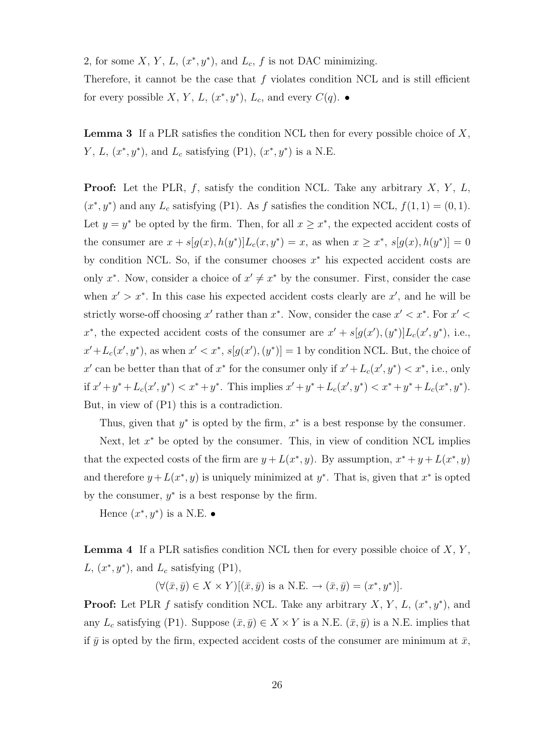2, for some $X$, $Y$, $L$, $(x^*, y^*)$, and $L_c$, $f$ is not DAC minimizing.
Therefore, it cannot be the case that $f$ violates condition NCL and is still efficient for every possible $X$, $Y$, $L$, $(x^*, y^*)$, $L_c$, and every $C(q)$. •

**Lemma 3** If a PLR satisfies the condition NCL then for every possible choice of $X$, $Y$, $L$, $(x^*, y^*)$, and $L_c$ satisfying (P1), $(x^*, y^*)$ is a N.E.

**Proof:** Let the PLR, $f$, satisfy the condition NCL. Take any arbitrary $X$, $Y$, $L$, $(x^*, y^*)$ and any $L_c$ satisfying (P1). As $f$ satisfies the condition NCL, $f(1, 1) = (0, 1)$. Let $y = y^*$ be opted by the firm. Then, for all $x \geq x^*$, the expected accident costs of the consumer are $x + s[g(x), h(y^*)]L_c(x, y^*) = x$, as when $x \geq x^*$, $s[g(x), h(y^*)] = 0$ by condition NCL. So, if the consumer chooses $x^*$ his expected accident costs are only $x^*$. Now, consider a choice of $x' \neq x^*$ by the consumer. First, consider the case when $x' > x^*$. In this case his expected accident costs clearly are $x'$, and he will be strictly worse-off choosing $x'$ rather than $x^*$. Now, consider the case $x' < x^*$. For $x' < x^*$, the expected accident costs of the consumer are $x' + s[g(x'), (y^*)]L_c(x', y^*)$, i.e., $x' + L_c(x', y^*)$, as when $x' < x^*$, $s[g(x'), (y^*)] = 1$ by condition NCL. But, the choice of $x'$ can be better than that of $x^*$ for the consumer only if $x' + L_c(x', y^*) < x^*$, i.e., only if $x' + y^* + L_c(x', y^*) < x^* + y^*$. This implies $x' + y^* + L_c(x', y^*) < x^* + y^* + L_c(x^*, y^*)$. But, in view of (P1) this is a contradiction.

Thus, given that $y^*$ is opted by the firm, $x^*$ is a best response by the consumer.

Next, let $x^*$ be opted by the consumer. This, in view of condition NCL implies that the expected costs of the firm are $y + L(x^*, y)$. By assumption, $x^* + y + L(x^*, y)$ and therefore $y + L(x^*, y)$ is uniquely minimized at $y^*$. That is, given that $x^*$ is opted by the consumer, $y^*$ is a best response by the firm.

Hence $(x^*, y^*)$ is a N.E. •

**Lemma 4** If a PLR satisfies condition NCL then for every possible choice of $X$, $Y$, $L$, $(x^*, y^*)$, and $L_c$ satisfying (P1),

$$(\forall(\bar{x}, \bar{y}) \in X \times Y)[(\bar{x}, \bar{y}) \text{ is a N.E.} \rightarrow (\bar{x}, \bar{y}) = (x^*, y^*)].$$

**Proof:** Let PLR $f$ satisfy condition NCL. Take any arbitrary $X$, $Y$, $L$, $(x^*, y^*)$, and any $L_c$ satisfying (P1). Suppose $(\bar{x}, \bar{y}) \in X \times Y$ is a N.E. $(\bar{x}, \bar{y})$ is a N.E. implies that if $\bar{y}$ is opted by the firm, expected accident costs of the consumer are minimum at $\bar{x}$,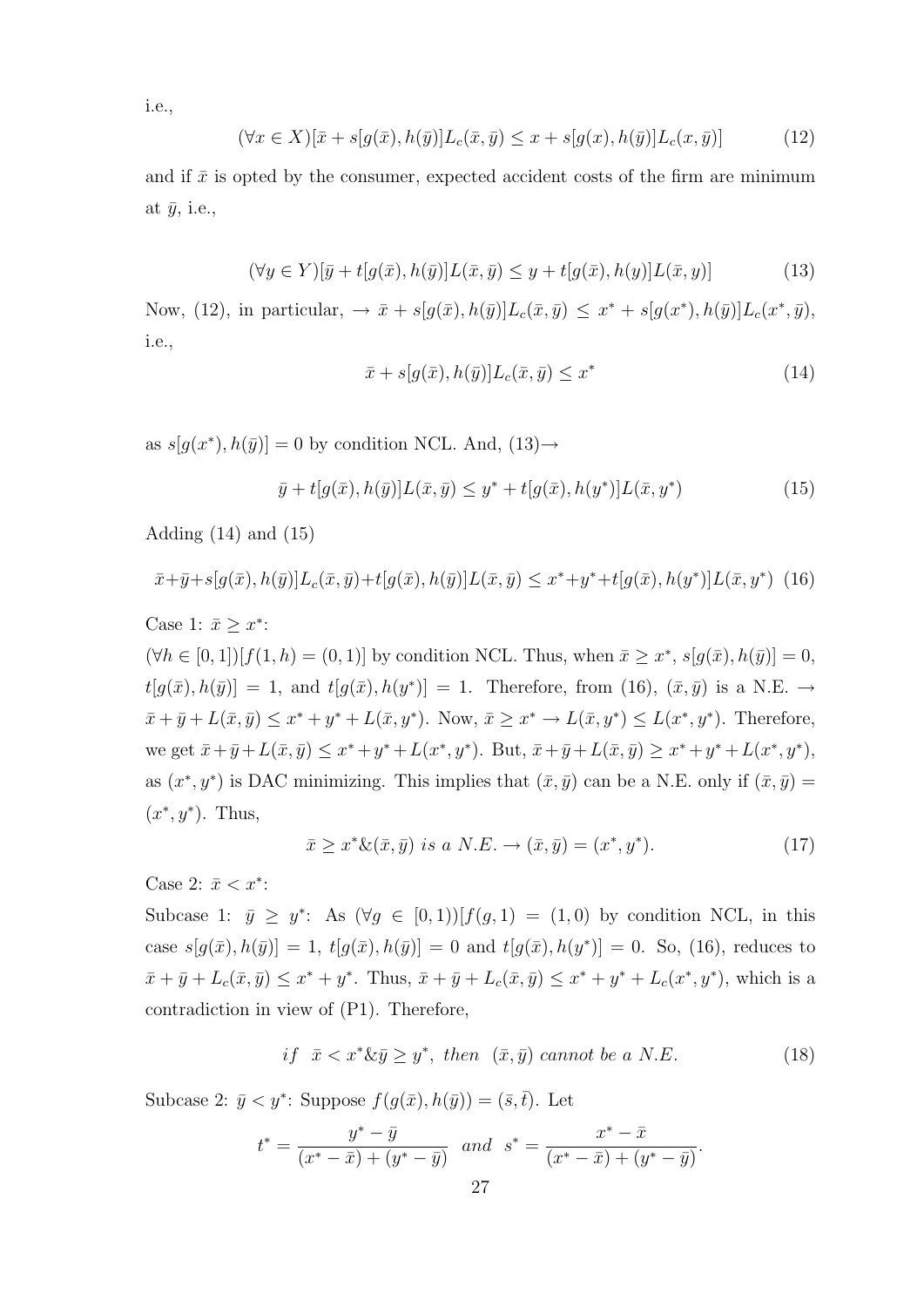i.e.,

$$(\forall x \in X)[\bar{x} + s[g(\bar{x}), h(\bar{y})]L_c(\bar{x}, \bar{y}) \leq x + s[g(x), h(\bar{y})]L_c(x, \bar{y})] \tag{12}$$

and if $\bar{x}$ is opted by the consumer, expected accident costs of the firm are minimum at $\bar{y}$, i.e.,

$$(\forall y \in Y)[\bar{y} + t[g(\bar{x}), h(\bar{y})]L(\bar{x}, \bar{y}) \leq y + t[g(\bar{x}), h(y)]L(\bar{x}, y)] \tag{13}$$

Now, (12), in particular, $\rightarrow \bar{x} + s[g(\bar{x}), h(\bar{y})]L_c(\bar{x}, \bar{y}) \leq x^* + s[g(x^*), h(\bar{y})]L_c(x^*, \bar{y})$, i.e.,

$$\bar{x} + s[g(\bar{x}), h(\bar{y})]L_c(\bar{x}, \bar{y}) \leq x^* \tag{14}$$

as $s[g(x^*), h(\bar{y})] = 0$ by condition NCL. And, (13)$\rightarrow$

$$\bar{y} + t[g(\bar{x}), h(\bar{y})]L(\bar{x}, \bar{y}) \leq y^* + t[g(\bar{x}), h(y^*)]L(\bar{x}, y^*) \tag{15}$$

Adding (14) and (15)

$$\bar{x}+\bar{y}+s[g(\bar{x}), h(\bar{y})]L_c(\bar{x}, \bar{y})+t[g(\bar{x}), h(\bar{y})]L(\bar{x}, \bar{y}) \leq x^*+y^*+t[g(\bar{x}), h(y^*)]L(\bar{x}, y^*) \tag{16}$$

Case 1: $\bar{x} \geq x^*$:

$(\forall h \in [0, 1])[f(1, h) = (0, 1)]$ by condition NCL. Thus, when $\bar{x} \geq x^*$, $s[g(\bar{x}), h(\bar{y})] = 0$, $t[g(\bar{x}), h(\bar{y})] = 1$, and $t[g(\bar{x}), h(y^*)] = 1$. Therefore, from (16), $(\bar{x}, \bar{y})$ is a N.E. $\rightarrow$ $\bar{x} + \bar{y} + L(\bar{x}, \bar{y}) \leq x^* + y^* + L(\bar{x}, y^*)$. Now, $\bar{x} \geq x^* \rightarrow L(\bar{x}, y^*) \leq L(x^*, y^*)$. Therefore, we get $\bar{x}+\bar{y}+L(\bar{x}, \bar{y}) \leq x^*+y^*+L(x^*, y^*)$. But, $\bar{x}+\bar{y}+L(\bar{x}, \bar{y}) \geq x^*+y^*+L(x^*, y^*)$, as $(x^*, y^*)$ is DAC minimizing. This implies that $(\bar{x}, \bar{y})$ can be a N.E. only if $(\bar{x}, \bar{y}) = (x^*, y^*)$. Thus,

$$\bar{x} \geq x^* \& (\bar{x}, \bar{y}) \textit{ is a N.E.} \rightarrow (\bar{x}, \bar{y}) = (x^*, y^*). \tag{17}$$

Case 2: $\bar{x} < x^*$:

Subcase 1: $\bar{y} \geq y^*$: As $(\forall g \in [0, 1))[f(g, 1) = (1, 0)$ by condition NCL, in this case $s[g(\bar{x}), h(\bar{y})] = 1$, $t[g(\bar{x}), h(\bar{y})] = 0$ and $t[g(\bar{x}), h(y^*)] = 0$. So, (16), reduces to $\bar{x} + \bar{y} + L_c(\bar{x}, \bar{y}) \leq x^* + y^*$. Thus, $\bar{x} + \bar{y} + L_c(\bar{x}, \bar{y}) \leq x^* + y^* + L_c(x^*, y^*)$, which is a contradiction in view of (P1). Therefore,

$$\textit{if} \quad \bar{x} < x^* \& \bar{y} \geq y^*, \textit{ then } \ (\bar{x}, \bar{y}) \textit{ cannot be a N.E.} \tag{18}$$

Subcase 2: $\bar{y} < y^*$: Suppose $f(g(\bar{x}), h(\bar{y})) = (\bar{s}, \bar{t})$. Let

$$t^* = \frac{y^* - \bar{y}}{(x^* - \bar{x}) + (y^* - \bar{y})} \quad \textit{and} \quad s^* = \frac{x^* - \bar{x}}{(x^* - \bar{x}) + (y^* - \bar{y})}.$$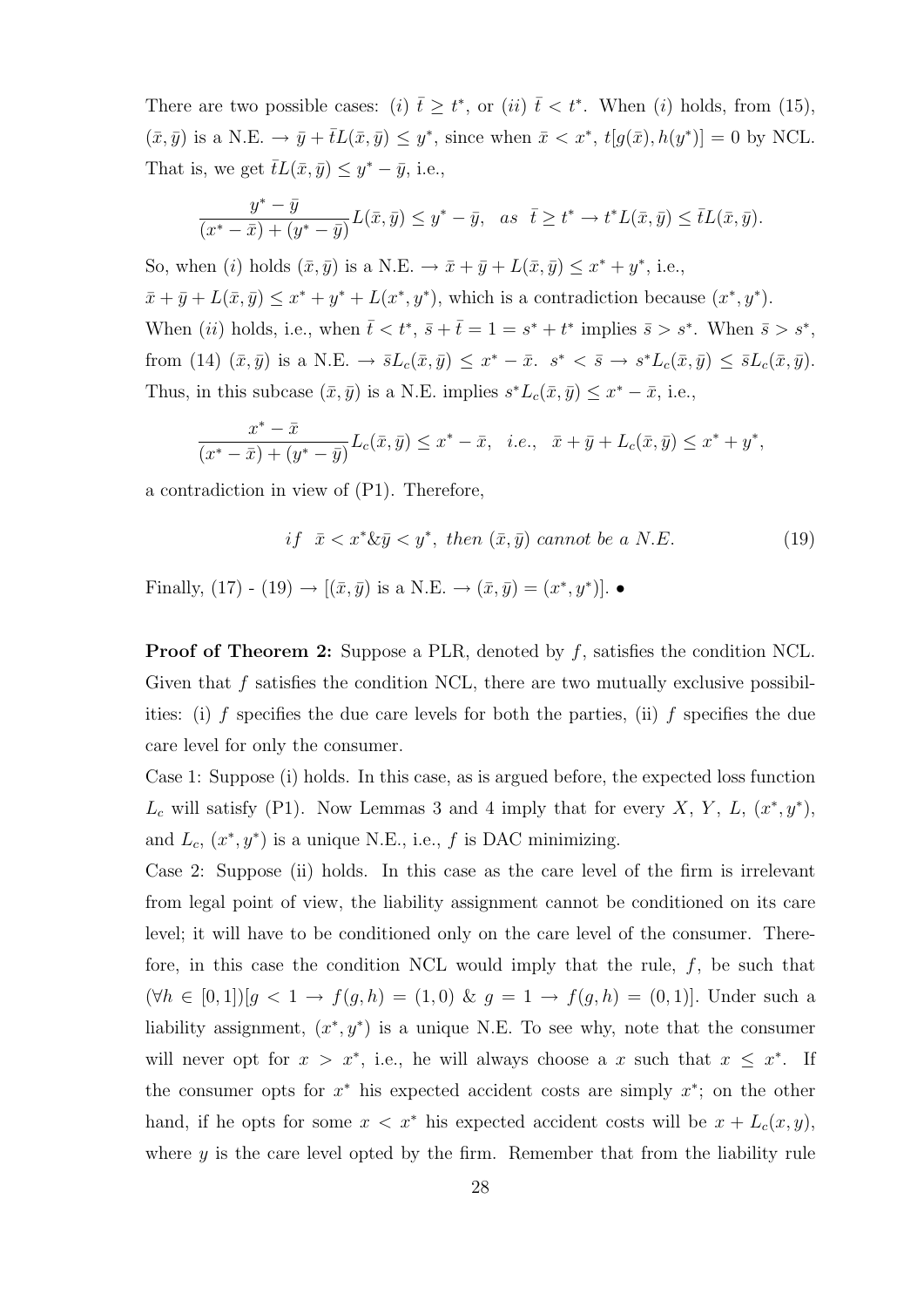There are two possible cases: $(i)$ $\bar{t} \geq t^*$, or $(ii)$ $\bar{t} < t^*$. When $(i)$ holds, from (15), $(\bar{x}, \bar{y})$ is a N.E. $\rightarrow \bar{y} + \bar{t}L(\bar{x}, \bar{y}) \leq y^*$, since when $\bar{x} < x^*$, $t[g(\bar{x}), h(y^*)] = 0$ by NCL. That is, we get $\bar{t}L(\bar{x}, \bar{y}) \leq y^* - \bar{y}$, i.e.,

$$\frac{y^* - \bar{y}}{(x^* - \bar{x}) + (y^* - \bar{y})} L(\bar{x}, \bar{y}) \leq y^* - \bar{y}, \quad as \quad \bar{t} \geq t^* \rightarrow t^* L(\bar{x}, \bar{y}) \leq \bar{t} L(\bar{x}, \bar{y}).$$

So, when $(i)$ holds $(\bar{x}, \bar{y})$ is a N.E. $\rightarrow \bar{x} + \bar{y} + L(\bar{x}, \bar{y}) \leq x^* + y^*$, i.e.,
$\bar{x} + \bar{y} + L(\bar{x}, \bar{y}) \leq x^* + y^* + L(x^*, y^*)$, which is a contradiction because $(x^*, y^*)$.
When $(ii)$ holds, i.e., when $\bar{t} < t^*$, $\bar{s} + \bar{t} = 1 = s^* + t^*$ implies $\bar{s} > s^*$. When $\bar{s} > s^*$, from (14) $(\bar{x}, \bar{y})$ is a N.E. $\rightarrow \bar{s}L_c(\bar{x}, \bar{y}) \leq x^* - \bar{x}$. $s^* < \bar{s} \rightarrow s^* L_c(\bar{x}, \bar{y}) \leq \bar{s}L_c(\bar{x}, \bar{y})$. Thus, in this subcase $(\bar{x}, \bar{y})$ is a N.E. implies $s^* L_c(\bar{x}, \bar{y}) \leq x^* - \bar{x}$, i.e.,

$$\frac{x^* - \bar{x}}{(x^* - \bar{x}) + (y^* - \bar{y})} L_c(\bar{x}, \bar{y}) \leq x^* - \bar{x}, \quad i.e., \quad \bar{x} + \bar{y} + L_c(\bar{x}, \bar{y}) \leq x^* + y^*,$$

a contradiction in view of (P1). Therefore,

$$if \quad \bar{x} < x^* \& \bar{y} < y^*, \ then \ (\bar{x}, \bar{y}) \ cannot \ be \ a \ N.E. \tag{19}$$

Finally, (17) - (19) $\rightarrow [(\bar{x}, \bar{y})$ is a N.E. $\rightarrow (\bar{x}, \bar{y}) = (x^*, y^*)]$. •

**Proof of Theorem 2:** Suppose a PLR, denoted by $f$, satisfies the condition NCL. Given that $f$ satisfies the condition NCL, there are two mutually exclusive possibilities: (i) $f$ specifies the due care levels for both the parties, (ii) $f$ specifies the due care level for only the consumer.

Case 1: Suppose (i) holds. In this case, as is argued before, the expected loss function $L_c$ will satisfy (P1). Now Lemmas 3 and 4 imply that for every $X$, $Y$, $L$, $(x^*, y^*)$, and $L_c$, $(x^*, y^*)$ is a unique N.E., i.e., $f$ is DAC minimizing.

Case 2: Suppose (ii) holds. In this case as the care level of the firm is irrelevant from legal point of view, the liability assignment cannot be conditioned on its care level; it will have to be conditioned only on the care level of the consumer. Therefore, in this case the condition NCL would imply that the rule, $f$, be such that $(\forall h \in [0, 1])[g < 1 \rightarrow f(g, h) = (1, 0) \ \& \ g = 1 \rightarrow f(g, h) = (0, 1)]$. Under such a liability assignment, $(x^*, y^*)$ is a unique N.E. To see why, note that the consumer will never opt for $x > x^*$, i.e., he will always choose a $x$ such that $x \leq x^*$. If the consumer opts for $x^*$ his expected accident costs are simply $x^*$; on the other hand, if he opts for some $x < x^*$ his expected accident costs will be $x + L_c(x, y)$, where $y$ is the care level opted by the firm. Remember that from the liability rule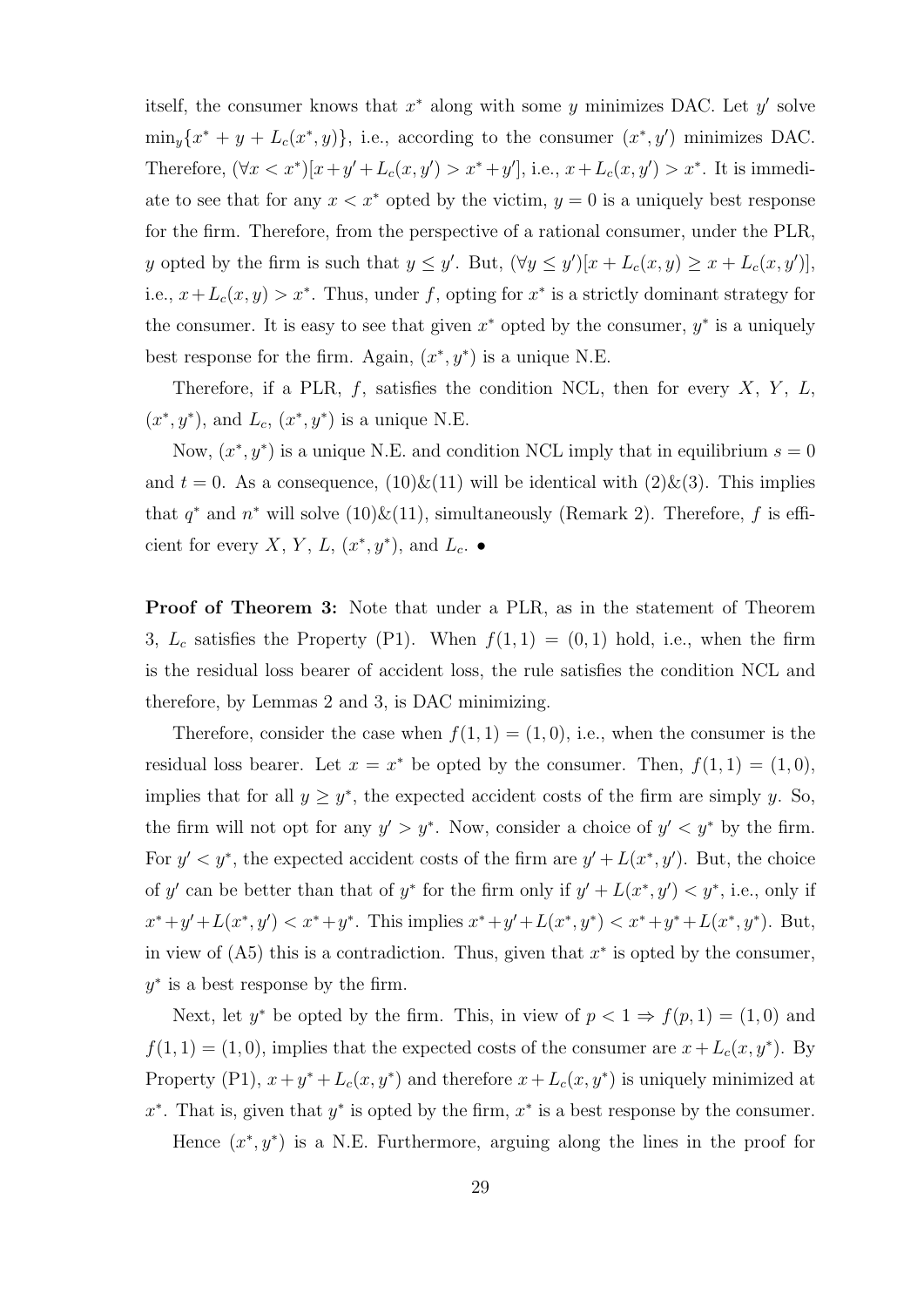itself, the consumer knows that $x^*$ along with some $y$ minimizes DAC. Let $y'$ solve $\min_y\{x^* + y + L_c(x^*, y)\}$, i.e., according to the consumer $(x^*, y')$ minimizes DAC. Therefore, $(\forall x < x^*)[x + y' + L_c(x, y') > x^* + y']$, i.e., $x + L_c(x, y') > x^*$. It is immediate to see that for any $x < x^*$ opted by the victim, $y = 0$ is a uniquely best response for the firm. Therefore, from the perspective of a rational consumer, under the PLR, $y$ opted by the firm is such that $y \leq y'$. But, $(\forall y \leq y')[x + L_c(x, y) \geq x + L_c(x, y')]$, i.e., $x + L_c(x, y) > x^*$. Thus, under $f$, opting for $x^*$ is a strictly dominant strategy for the consumer. It is easy to see that given $x^*$ opted by the consumer, $y^*$ is a uniquely best response for the firm. Again, $(x^*, y^*)$ is a unique N.E.

Therefore, if a PLR, $f$, satisfies the condition NCL, then for every $X$, $Y$, $L$, $(x^*, y^*)$, and $L_c$, $(x^*, y^*)$ is a unique N.E.

Now, $(x^*, y^*)$ is a unique N.E. and condition NCL imply that in equilibrium $s = 0$ and $t = 0$. As a consequence, (10)&(11) will be identical with (2)&(3). This implies that $q^*$ and $n^*$ will solve (10)&(11), simultaneously (Remark 2). Therefore, $f$ is efficient for every $X$, $Y$, $L$, $(x^*, y^*)$, and $L_c$. •

**Proof of Theorem 3:** Note that under a PLR, as in the statement of Theorem 3, $L_c$ satisfies the Property (P1). When $f(1, 1) = (0, 1)$ hold, i.e., when the firm is the residual loss bearer of accident loss, the rule satisfies the condition NCL and therefore, by Lemmas 2 and 3, is DAC minimizing.

Therefore, consider the case when $f(1, 1) = (1, 0)$, i.e., when the consumer is the residual loss bearer. Let $x = x^*$ be opted by the consumer. Then, $f(1, 1) = (1, 0)$, implies that for all $y \geq y^*$, the expected accident costs of the firm are simply $y$. So, the firm will not opt for any $y' > y^*$. Now, consider a choice of $y' < y^*$ by the firm. For $y' < y^*$, the expected accident costs of the firm are $y' + L(x^*, y')$. But, the choice of $y'$ can be better than that of $y^*$ for the firm only if $y' + L(x^*, y') < y^*$, i.e., only if $x^* + y' + L(x^*, y') < x^* + y^*$. This implies $x^* + y' + L(x^*, y^*) < x^* + y^* + L(x^*, y^*)$. But, in view of (A5) this is a contradiction. Thus, given that $x^*$ is opted by the consumer, $y^*$ is a best response by the firm.

Next, let $y^*$ be opted by the firm. This, in view of $p < 1 \Rightarrow f(p, 1) = (1, 0)$ and $f(1, 1) = (1, 0)$, implies that the expected costs of the consumer are $x + L_c(x, y^*)$. By Property (P1), $x + y^* + L_c(x, y^*)$ and therefore $x + L_c(x, y^*)$ is uniquely minimized at $x^*$. That is, given that $y^*$ is opted by the firm, $x^*$ is a best response by the consumer.

Hence $(x^*, y^*)$ is a N.E. Furthermore, arguing along the lines in the proof for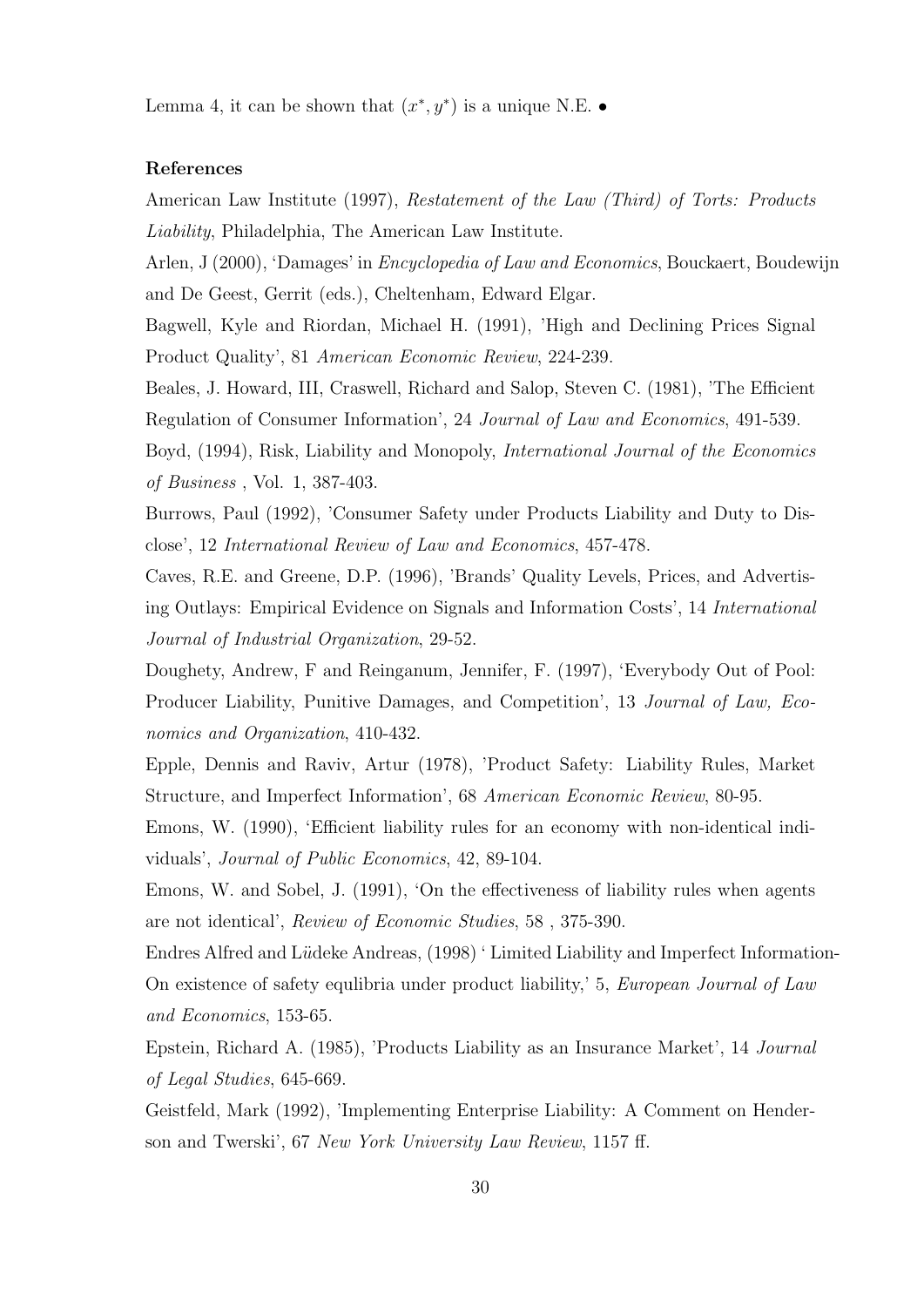Lemma 4, it can be shown that $(x^*, y^*)$ is a unique N.E. •

**References**

American Law Institute (1997), *Restatement of the Law (Third) of Torts: Products Liability*, Philadelphia, The American Law Institute.

Arlen, J (2000), 'Damages' in *Encyclopedia of Law and Economics*, Bouckaert, Boudewijn and De Geest, Gerrit (eds.), Cheltenham, Edward Elgar.

Bagwell, Kyle and Riordan, Michael H. (1991), 'High and Declining Prices Signal Product Quality', 81 *American Economic Review*, 224-239.

Beales, J. Howard, III, Craswell, Richard and Salop, Steven C. (1981), 'The Efficient Regulation of Consumer Information', 24 *Journal of Law and Economics*, 491-539.

Boyd, (1994), Risk, Liability and Monopoly, *International Journal of the Economics of Business* , Vol. 1, 387-403.

Burrows, Paul (1992), 'Consumer Safety under Products Liability and Duty to Disclose', 12 *International Review of Law and Economics*, 457-478.

Caves, R.E. and Greene, D.P. (1996), 'Brands' Quality Levels, Prices, and Advertising Outlays: Empirical Evidence on Signals and Information Costs', 14 *International Journal of Industrial Organization*, 29-52.

Doughety, Andrew, F and Reinganum, Jennifer, F. (1997), 'Everybody Out of Pool: Producer Liability, Punitive Damages, and Competition', 13 *Journal of Law, Economics and Organization*, 410-432.

Epple, Dennis and Raviv, Artur (1978), 'Product Safety: Liability Rules, Market Structure, and Imperfect Information', 68 *American Economic Review*, 80-95.

Emons, W. (1990), 'Efficient liability rules for an economy with non-identical individuals', *Journal of Public Economics*, 42, 89-104.

Emons, W. and Sobel, J. (1991), 'On the effectiveness of liability rules when agents are not identical', *Review of Economic Studies*, 58 , 375-390.

Endres Alfred and Lüdeke Andreas, (1998) ' Limited Liability and Imperfect Information-On existence of safety equlibria under product liability,' 5, *European Journal of Law and Economics*, 153-65.

Epstein, Richard A. (1985), 'Products Liability as an Insurance Market', 14 *Journal of Legal Studies*, 645-669.

Geistfeld, Mark (1992), 'Implementing Enterprise Liability: A Comment on Henderson and Twerski', 67 *New York University Law Review*, 1157 ff.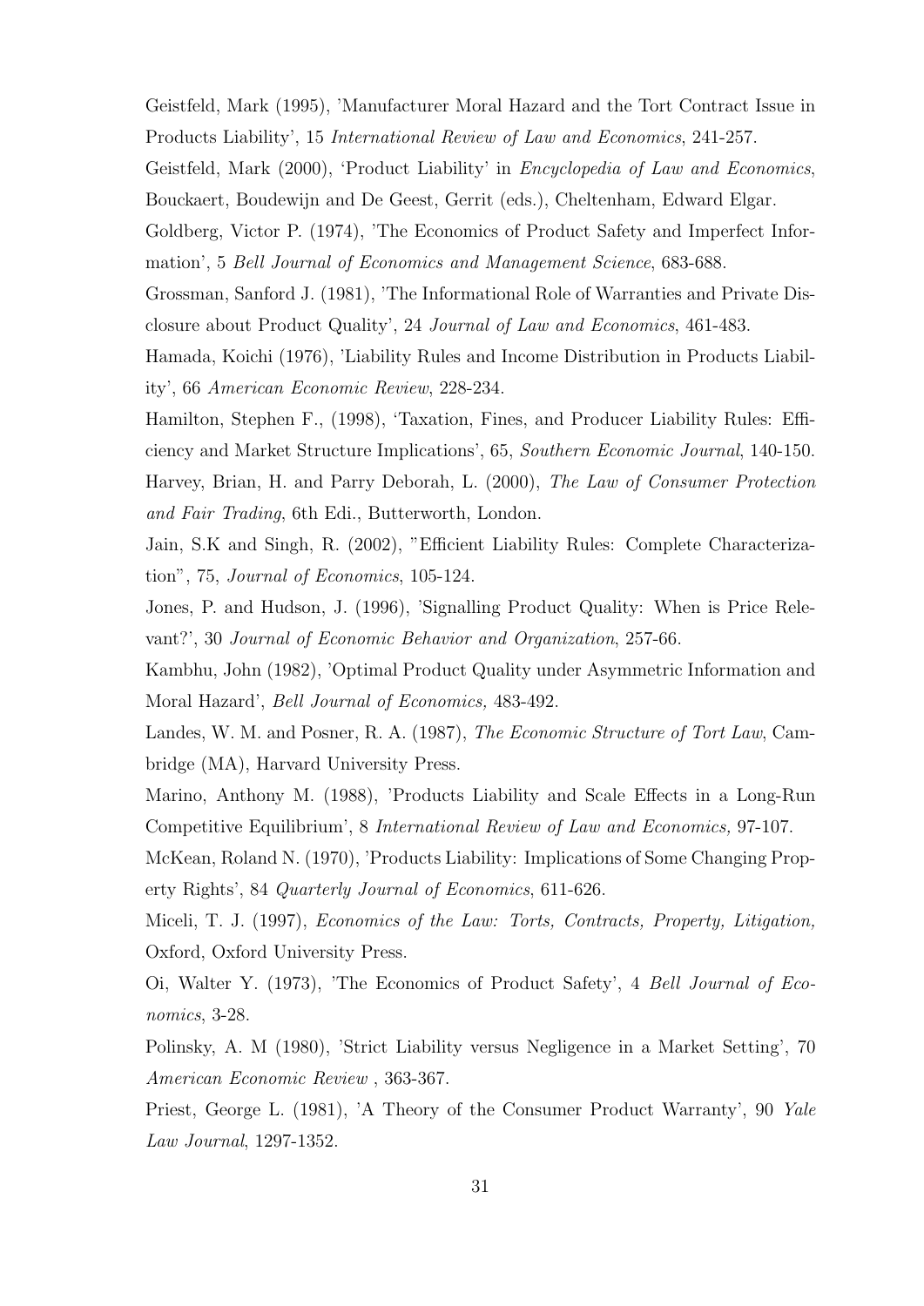Geistfeld, Mark (1995), 'Manufacturer Moral Hazard and the Tort Contract Issue in Products Liability', 15 *International Review of Law and Economics*, 241-257.

Geistfeld, Mark (2000), 'Product Liability' in *Encyclopedia of Law and Economics*, Bouckaert, Boudewijn and De Geest, Gerrit (eds.), Cheltenham, Edward Elgar.

Goldberg, Victor P. (1974), 'The Economics of Product Safety and Imperfect Information', 5 *Bell Journal of Economics and Management Science*, 683-688.

Grossman, Sanford J. (1981), 'The Informational Role of Warranties and Private Disclosure about Product Quality', 24 *Journal of Law and Economics*, 461-483.

Hamada, Koichi (1976), 'Liability Rules and Income Distribution in Products Liability', 66 *American Economic Review*, 228-234.

Hamilton, Stephen F., (1998), 'Taxation, Fines, and Producer Liability Rules: Efficiency and Market Structure Implications', 65, *Southern Economic Journal*, 140-150.

Harvey, Brian, H. and Parry Deborah, L. (2000), *The Law of Consumer Protection and Fair Trading*, 6th Edi., Butterworth, London.

Jain, S.K and Singh, R. (2002), "Efficient Liability Rules: Complete Characterization", 75, *Journal of Economics*, 105-124.

Jones, P. and Hudson, J. (1996), 'Signalling Product Quality: When is Price Relevant?', 30 *Journal of Economic Behavior and Organization*, 257-66.

Kambhu, John (1982), 'Optimal Product Quality under Asymmetric Information and Moral Hazard', *Bell Journal of Economics,* 483-492.

Landes, W. M. and Posner, R. A. (1987), *The Economic Structure of Tort Law*, Cambridge (MA), Harvard University Press.

Marino, Anthony M. (1988), 'Products Liability and Scale Effects in a Long-Run Competitive Equilibrium', 8 *International Review of Law and Economics,* 97-107.

McKean, Roland N. (1970), 'Products Liability: Implications of Some Changing Property Rights', 84 *Quarterly Journal of Economics*, 611-626.

Miceli, T. J. (1997), *Economics of the Law: Torts, Contracts, Property, Litigation,* Oxford, Oxford University Press.

Oi, Walter Y. (1973), 'The Economics of Product Safety', 4 *Bell Journal of Economics*, 3-28.

Polinsky, A. M (1980), 'Strict Liability versus Negligence in a Market Setting', 70 *American Economic Review* , 363-367.

Priest, George L. (1981), 'A Theory of the Consumer Product Warranty', 90 *Yale Law Journal*, 1297-1352.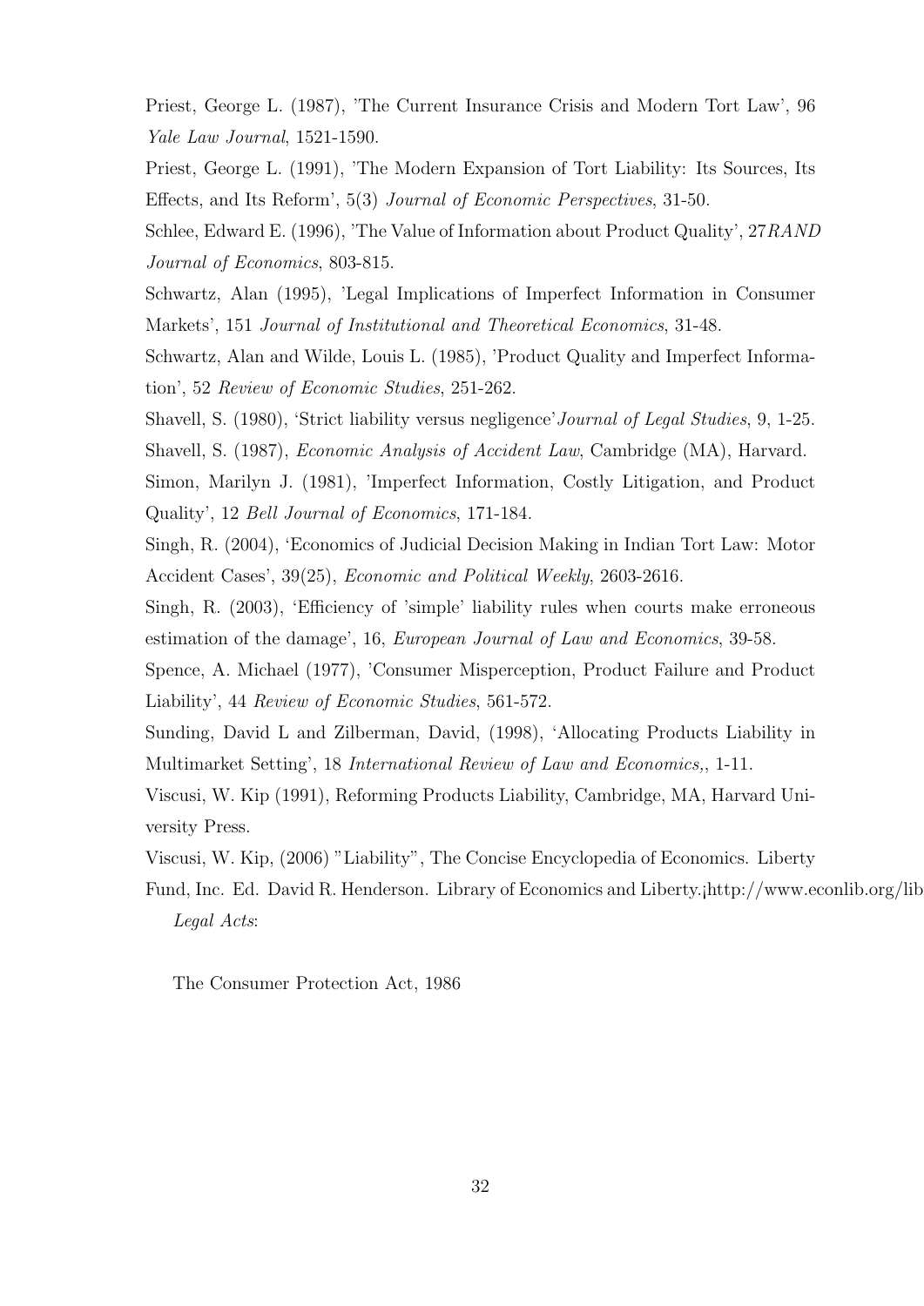Priest, George L. (1987), 'The Current Insurance Crisis and Modern Tort Law', 96 *Yale Law Journal*, 1521-1590.

Priest, George L. (1991), 'The Modern Expansion of Tort Liability: Its Sources, Its Effects, and Its Reform', 5(3) *Journal of Economic Perspectives*, 31-50.

Schlee, Edward E. (1996), 'The Value of Information about Product Quality', 27*RAND Journal of Economics*, 803-815.

Schwartz, Alan (1995), 'Legal Implications of Imperfect Information in Consumer Markets', 151 *Journal of Institutional and Theoretical Economics*, 31-48.

Schwartz, Alan and Wilde, Louis L. (1985), 'Product Quality and Imperfect Information', 52 *Review of Economic Studies*, 251-262.

Shavell, S. (1980), 'Strict liability versus negligence'*Journal of Legal Studies*, 9, 1-25.

Shavell, S. (1987), *Economic Analysis of Accident Law*, Cambridge (MA), Harvard.

Simon, Marilyn J. (1981), 'Imperfect Information, Costly Litigation, and Product Quality', 12 *Bell Journal of Economics*, 171-184.

Singh, R. (2004), 'Economics of Judicial Decision Making in Indian Tort Law: Motor Accident Cases', 39(25), *Economic and Political Weekly*, 2603-2616.

Singh, R. (2003), 'Efficiency of 'simple' liability rules when courts make erroneous estimation of the damage', 16, *European Journal of Law and Economics*, 39-58.

Spence, A. Michael (1977), 'Consumer Misperception, Product Failure and Product Liability', 44 *Review of Economic Studies*, 561-572.

Sunding, David L and Zilberman, David, (1998), 'Allocating Products Liability in Multimarket Setting', 18 *International Review of Law and Economics*,, 1-11.

Viscusi, W. Kip (1991), Reforming Products Liability, Cambridge, MA, Harvard University Press.

Viscusi, W. Kip, (2006) "Liability", The Concise Encyclopedia of Economics. Liberty Fund, Inc. Ed. David R. Henderson. Library of Economics and Liberty.¡http://www.econlib.org/lib

*Legal Acts*:

The Consumer Protection Act, 1986